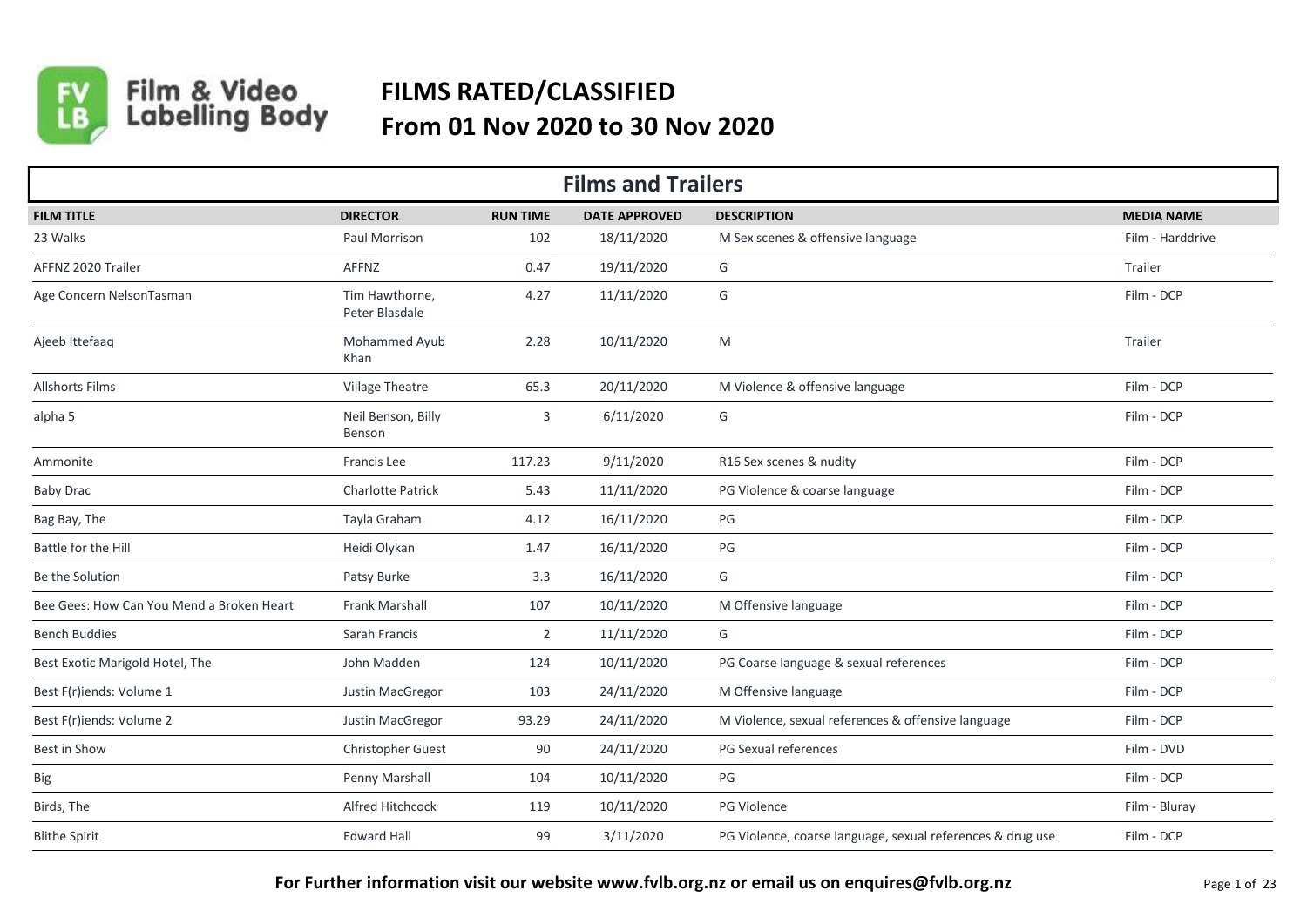# FILMS RATED/CLASSIFIED
# From 01 Nov 2020 to 30 Nov 2020

## Films and Trailers

| FILM TITLE | DIRECTOR | RUN TIME | DATE APPROVED | DESCRIPTION | MEDIA NAME |
|---|---|---|---|---|---|
| 23 Walks | Paul Morrison | 102 | 18/11/2020 | M Sex scenes & offensive language | Film - Harddrive |
| AFFNZ 2020 Trailer | AFFNZ | 0.47 | 19/11/2020 | G | Trailer |
| Age Concern NelsonTasman | Tim Hawthorne, Peter Blasdale | 4.27 | 11/11/2020 | G | Film - DCP |
| Ajeeb Ittefaaq | Mohammed Ayub Khan | 2.28 | 10/11/2020 | M | Trailer |
| Allshorts Films | Village Theatre | 65.3 | 20/11/2020 | M Violence & offensive language | Film - DCP |
| alpha 5 | Neil Benson, Billy Benson | 3 | 6/11/2020 | G | Film - DCP |
| Ammonite | Francis Lee | 117.23 | 9/11/2020 | R16 Sex scenes & nudity | Film - DCP |
| Baby Drac | Charlotte Patrick | 5.43 | 11/11/2020 | PG Violence & coarse language | Film - DCP |
| Bag Bay, The | Tayla Graham | 4.12 | 16/11/2020 | PG | Film - DCP |
| Battle for the Hill | Heidi Olykan | 1.47 | 16/11/2020 | PG | Film - DCP |
| Be the Solution | Patsy Burke | 3.3 | 16/11/2020 | G | Film - DCP |
| Bee Gees: How Can You Mend a Broken Heart | Frank Marshall | 107 | 10/11/2020 | M Offensive language | Film - DCP |
| Bench Buddies | Sarah Francis | 2 | 11/11/2020 | G | Film - DCP |
| Best Exotic Marigold Hotel, The | John Madden | 124 | 10/11/2020 | PG Coarse language & sexual references | Film - DCP |
| Best F(r)iends: Volume 1 | Justin MacGregor | 103 | 24/11/2020 | M Offensive language | Film - DCP |
| Best F(r)iends: Volume 2 | Justin MacGregor | 93.29 | 24/11/2020 | M Violence, sexual references & offensive language | Film - DCP |
| Best in Show | Christopher Guest | 90 | 24/11/2020 | PG Sexual references | Film - DVD |
| Big | Penny Marshall | 104 | 10/11/2020 | PG | Film - DCP |
| Birds, The | Alfred Hitchcock | 119 | 10/11/2020 | PG Violence | Film - Bluray |
| Blithe Spirit | Edward Hall | 99 | 3/11/2020 | PG Violence, coarse language, sexual references & drug use | Film - DCP |

**For Further information visit our website www.fvlb.org.nz or email us on enquires@fvlb.org.nz**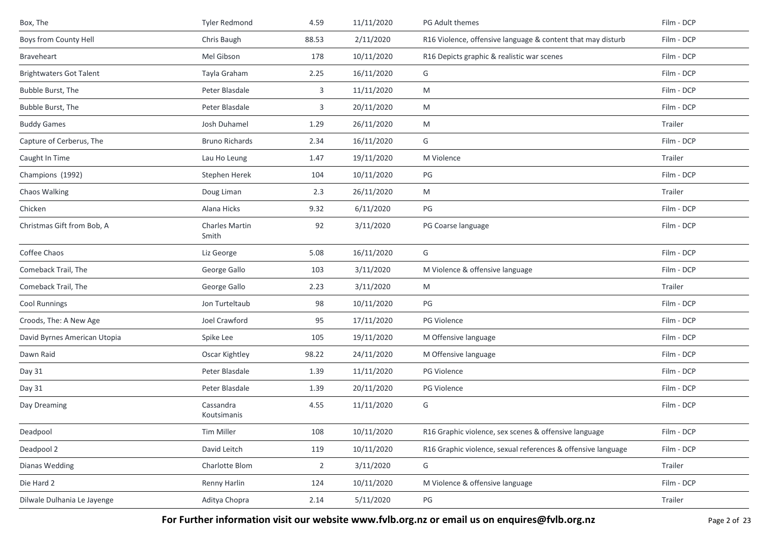| Box, The | Tyler Redmond | 4.59 | 11/11/2020 | PG Adult themes | Film - DCP |
|---|---|---|---|---|---|
| Boys from County Hell | Chris Baugh | 88.53 | 2/11/2020 | R16 Violence, offensive language & content that may disturb | Film - DCP |
| Braveheart | Mel Gibson | 178 | 10/11/2020 | R16 Depicts graphic & realistic war scenes | Film - DCP |
| Brightwaters Got Talent | Tayla Graham | 2.25 | 16/11/2020 | G | Film - DCP |
| Bubble Burst, The | Peter Blasdale | 3 | 11/11/2020 | M | Film - DCP |
| Bubble Burst, The | Peter Blasdale | 3 | 20/11/2020 | M | Film - DCP |
| Buddy Games | Josh Duhamel | 1.29 | 26/11/2020 | M | Trailer |
| Capture of Cerberus, The | Bruno Richards | 2.34 | 16/11/2020 | G | Film - DCP |
| Caught In Time | Lau Ho Leung | 1.47 | 19/11/2020 | M Violence | Trailer |
| Champions (1992) | Stephen Herek | 104 | 10/11/2020 | PG | Film - DCP |
| Chaos Walking | Doug Liman | 2.3 | 26/11/2020 | M | Trailer |
| Chicken | Alana Hicks | 9.32 | 6/11/2020 | PG | Film - DCP |
| Christmas Gift from Bob, A | Charles Martin Smith | 92 | 3/11/2020 | PG Coarse language | Film - DCP |
| Coffee Chaos | Liz George | 5.08 | 16/11/2020 | G | Film - DCP |
| Comeback Trail, The | George Gallo | 103 | 3/11/2020 | M Violence & offensive language | Film - DCP |
| Comeback Trail, The | George Gallo | 2.23 | 3/11/2020 | M | Trailer |
| Cool Runnings | Jon Turteltaub | 98 | 10/11/2020 | PG | Film - DCP |
| Croods, The: A New Age | Joel Crawford | 95 | 17/11/2020 | PG Violence | Film - DCP |
| David Byrnes American Utopia | Spike Lee | 105 | 19/11/2020 | M Offensive language | Film - DCP |
| Dawn Raid | Oscar Kightley | 98.22 | 24/11/2020 | M Offensive language | Film - DCP |
| Day 31 | Peter Blasdale | 1.39 | 11/11/2020 | PG Violence | Film - DCP |
| Day 31 | Peter Blasdale | 1.39 | 20/11/2020 | PG Violence | Film - DCP |
| Day Dreaming | Cassandra Koutsimanis | 4.55 | 11/11/2020 | G | Film - DCP |
| Deadpool | Tim Miller | 108 | 10/11/2020 | R16 Graphic violence, sex scenes & offensive language | Film - DCP |
| Deadpool 2 | David Leitch | 119 | 10/11/2020 | R16 Graphic violence, sexual references & offensive language | Film - DCP |
| Dianas Wedding | Charlotte Blom | 2 | 3/11/2020 | G | Trailer |
| Die Hard 2 | Renny Harlin | 124 | 10/11/2020 | M Violence & offensive language | Film - DCP |
| Dilwale Dulhania Le Jayenge | Aditya Chopra | 2.14 | 5/11/2020 | PG | Trailer |

**For Further information visit our website www.fvlb.org.nz or email us on enquires@fvlb.org.nz**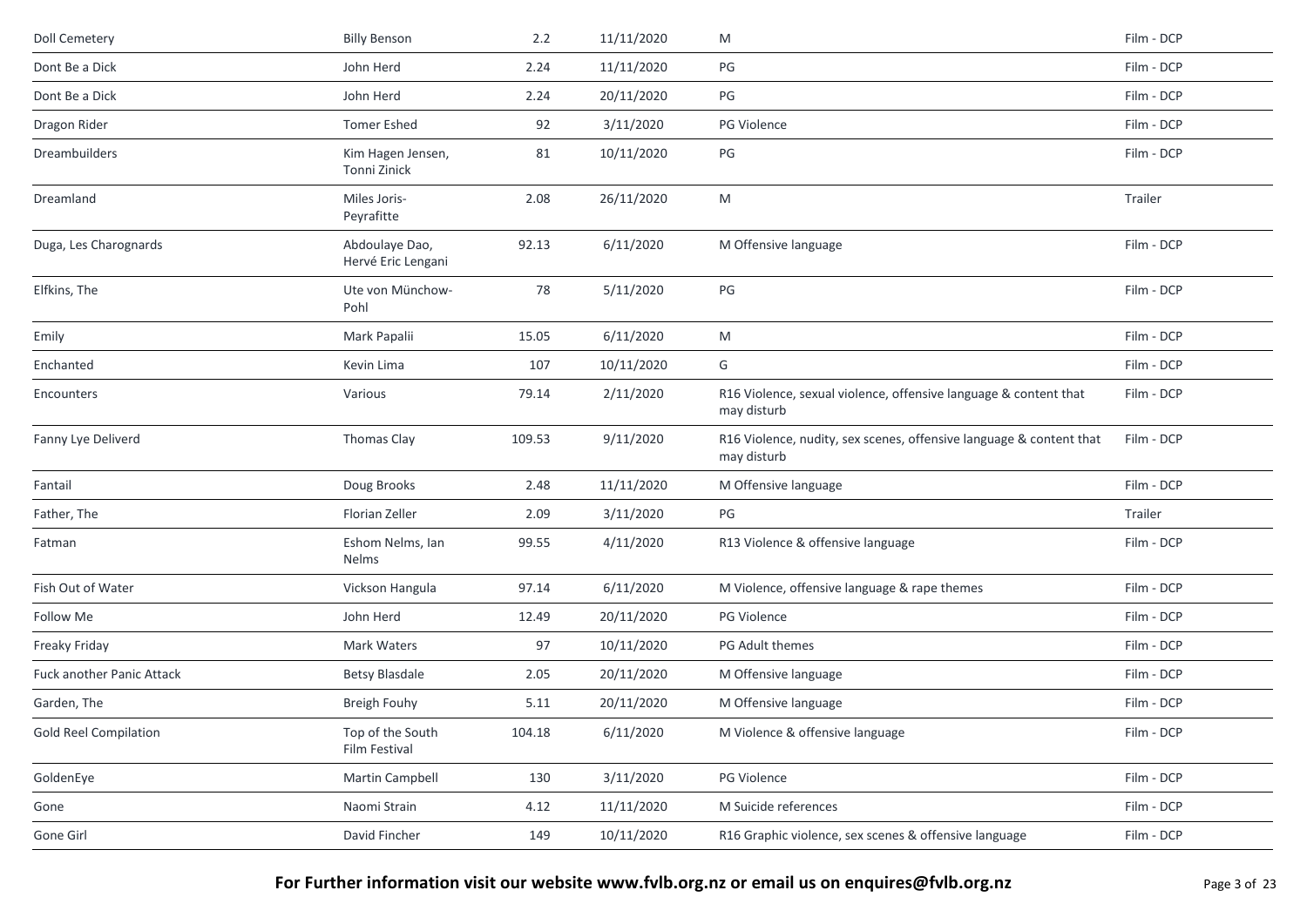| | | | | | |
|---|---|---|---|---|---|
| Doll Cemetery | Billy Benson | 2.2 | 11/11/2020 | M | Film - DCP |
| Dont Be a Dick | John Herd | 2.24 | 11/11/2020 | PG | Film - DCP |
| Dont Be a Dick | John Herd | 2.24 | 20/11/2020 | PG | Film - DCP |
| Dragon Rider | Tomer Eshed | 92 | 3/11/2020 | PG Violence | Film - DCP |
| Dreambuilders | Kim Hagen Jensen, Tonni Zinick | 81 | 10/11/2020 | PG | Film - DCP |
| Dreamland | Miles Joris-Peyrafitte | 2.08 | 26/11/2020 | M | Trailer |
| Duga, Les Charognards | Abdoulaye Dao, Hervé Eric Lengani | 92.13 | 6/11/2020 | M Offensive language | Film - DCP |
| Elfkins, The | Ute von Münchow-Pohl | 78 | 5/11/2020 | PG | Film - DCP |
| Emily | Mark Papalii | 15.05 | 6/11/2020 | M | Film - DCP |
| Enchanted | Kevin Lima | 107 | 10/11/2020 | G | Film - DCP |
| Encounters | Various | 79.14 | 2/11/2020 | R16 Violence, sexual violence, offensive language & content that may disturb | Film - DCP |
| Fanny Lye Deliverd | Thomas Clay | 109.53 | 9/11/2020 | R16 Violence, nudity, sex scenes, offensive language & content that may disturb | Film - DCP |
| Fantail | Doug Brooks | 2.48 | 11/11/2020 | M Offensive language | Film - DCP |
| Father, The | Florian Zeller | 2.09 | 3/11/2020 | PG | Trailer |
| Fatman | Eshom Nelms, Ian Nelms | 99.55 | 4/11/2020 | R13 Violence & offensive language | Film - DCP |
| Fish Out of Water | Vickson Hangula | 97.14 | 6/11/2020 | M Violence, offensive language & rape themes | Film - DCP |
| Follow Me | John Herd | 12.49 | 20/11/2020 | PG Violence | Film - DCP |
| Freaky Friday | Mark Waters | 97 | 10/11/2020 | PG Adult themes | Film - DCP |
| Fuck another Panic Attack | Betsy Blasdale | 2.05 | 20/11/2020 | M Offensive language | Film - DCP |
| Garden, The | Breigh Fouhy | 5.11 | 20/11/2020 | M Offensive language | Film - DCP |
| Gold Reel Compilation | Top of the South Film Festival | 104.18 | 6/11/2020 | M Violence & offensive language | Film - DCP |
| GoldenEye | Martin Campbell | 130 | 3/11/2020 | PG Violence | Film - DCP |
| Gone | Naomi Strain | 4.12 | 11/11/2020 | M Suicide references | Film - DCP |
| Gone Girl | David Fincher | 149 | 10/11/2020 | R16 Graphic violence, sex scenes & offensive language | Film - DCP |

**For Further information visit our website www.fvlb.org.nz or email us on enquires@fvlb.org.nz**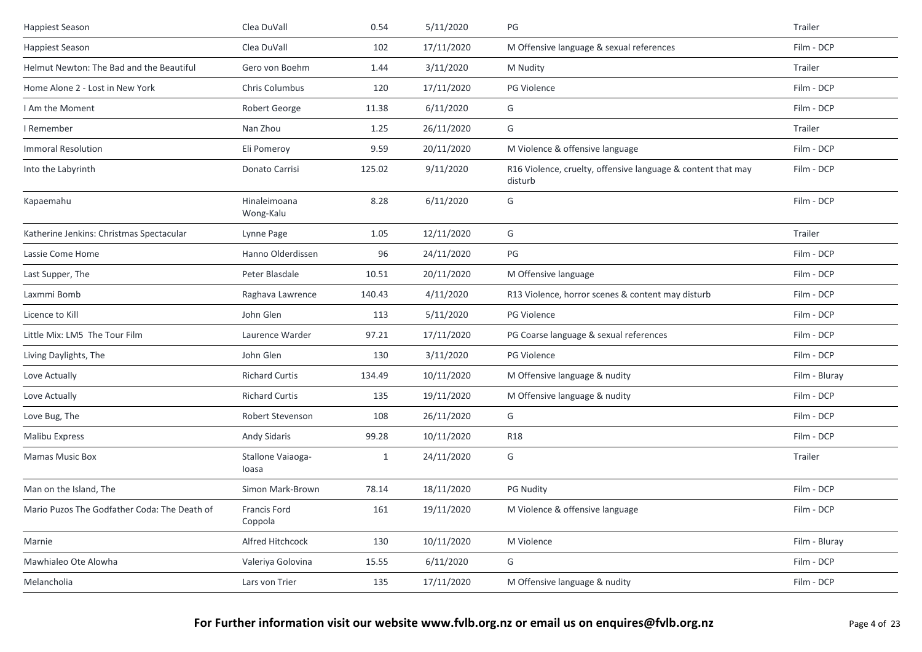| | | | | | |
|---|---|---|---|---|---|
| Happiest Season | Clea DuVall | 0.54 | 5/11/2020 | PG | Trailer |
| Happiest Season | Clea DuVall | 102 | 17/11/2020 | M Offensive language & sexual references | Film - DCP |
| Helmut Newton: The Bad and the Beautiful | Gero von Boehm | 1.44 | 3/11/2020 | M Nudity | Trailer |
| Home Alone 2 - Lost in New York | Chris Columbus | 120 | 17/11/2020 | PG Violence | Film - DCP |
| I Am the Moment | Robert George | 11.38 | 6/11/2020 | G | Film - DCP |
| I Remember | Nan Zhou | 1.25 | 26/11/2020 | G | Trailer |
| Immoral Resolution | Eli Pomeroy | 9.59 | 20/11/2020 | M Violence & offensive language | Film - DCP |
| Into the Labyrinth | Donato Carrisi | 125.02 | 9/11/2020 | R16 Violence, cruelty, offensive language & content that may disturb | Film - DCP |
| Kapaemahu | Hinaleimoana Wong-Kalu | 8.28 | 6/11/2020 | G | Film - DCP |
| Katherine Jenkins: Christmas Spectacular | Lynne Page | 1.05 | 12/11/2020 | G | Trailer |
| Lassie Come Home | Hanno Olderdissen | 96 | 24/11/2020 | PG | Film - DCP |
| Last Supper, The | Peter Blasdale | 10.51 | 20/11/2020 | M Offensive language | Film - DCP |
| Laxmmi Bomb | Raghava Lawrence | 140.43 | 4/11/2020 | R13 Violence, horror scenes & content may disturb | Film - DCP |
| Licence to Kill | John Glen | 113 | 5/11/2020 | PG Violence | Film - DCP |
| Little Mix: LM5 The Tour Film | Laurence Warder | 97.21 | 17/11/2020 | PG Coarse language & sexual references | Film - DCP |
| Living Daylights, The | John Glen | 130 | 3/11/2020 | PG Violence | Film - DCP |
| Love Actually | Richard Curtis | 134.49 | 10/11/2020 | M Offensive language & nudity | Film - Bluray |
| Love Actually | Richard Curtis | 135 | 19/11/2020 | M Offensive language & nudity | Film - DCP |
| Love Bug, The | Robert Stevenson | 108 | 26/11/2020 | G | Film - DCP |
| Malibu Express | Andy Sidaris | 99.28 | 10/11/2020 | R18 | Film - DCP |
| Mamas Music Box | Stallone Vaiaoga-Ioasa | 1 | 24/11/2020 | G | Trailer |
| Man on the Island, The | Simon Mark-Brown | 78.14 | 18/11/2020 | PG Nudity | Film - DCP |
| Mario Puzos The Godfather Coda: The Death of | Francis Ford Coppola | 161 | 19/11/2020 | M Violence & offensive language | Film - DCP |
| Marnie | Alfred Hitchcock | 130 | 10/11/2020 | M Violence | Film - Bluray |
| Mawhialeo Ote Alowha | Valeriya Golovina | 15.55 | 6/11/2020 | G | Film - DCP |
| Melancholia | Lars von Trier | 135 | 17/11/2020 | M Offensive language & nudity | Film - DCP |

**For Further information visit our website www.fvlb.org.nz or email us on enquires@fvlb.org.nz**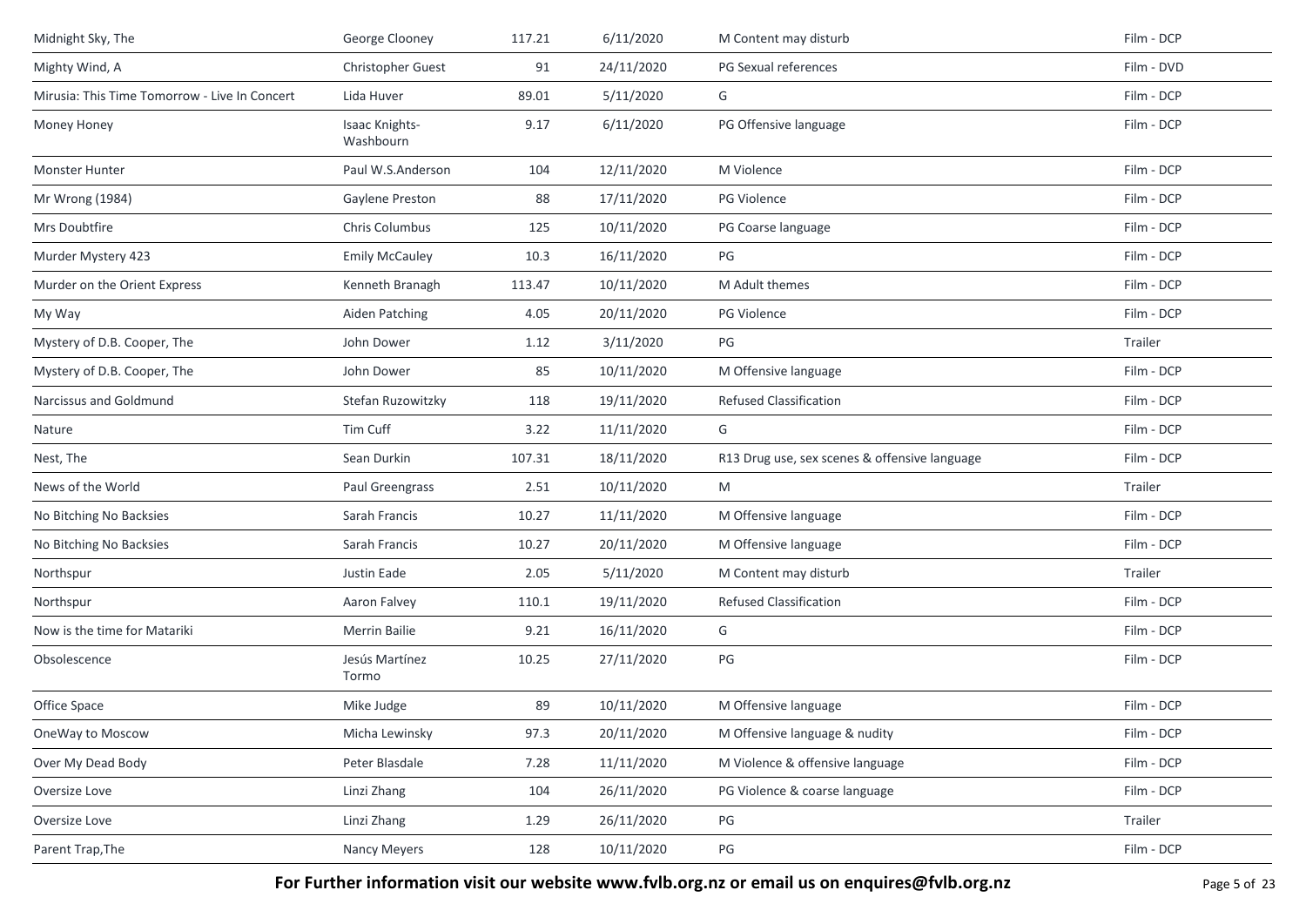| | | | | | |
|---|---|---|---|---|---|
| Midnight Sky, The | George Clooney | 117.21 | 6/11/2020 | M Content may disturb | Film - DCP |
| Mighty Wind, A | Christopher Guest | 91 | 24/11/2020 | PG Sexual references | Film - DVD |
| Mirusia: This Time Tomorrow - Live In Concert | Lida Huver | 89.01 | 5/11/2020 | G | Film - DCP |
| Money Honey | Isaac Knights-Washbourn | 9.17 | 6/11/2020 | PG Offensive language | Film - DCP |
| Monster Hunter | Paul W.S.Anderson | 104 | 12/11/2020 | M Violence | Film - DCP |
| Mr Wrong (1984) | Gaylene Preston | 88 | 17/11/2020 | PG Violence | Film - DCP |
| Mrs Doubtfire | Chris Columbus | 125 | 10/11/2020 | PG Coarse language | Film - DCP |
| Murder Mystery 423 | Emily McCauley | 10.3 | 16/11/2020 | PG | Film - DCP |
| Murder on the Orient Express | Kenneth Branagh | 113.47 | 10/11/2020 | M Adult themes | Film - DCP |
| My Way | Aiden Patching | 4.05 | 20/11/2020 | PG Violence | Film - DCP |
| Mystery of D.B. Cooper, The | John Dower | 1.12 | 3/11/2020 | PG | Trailer |
| Mystery of D.B. Cooper, The | John Dower | 85 | 10/11/2020 | M Offensive language | Film - DCP |
| Narcissus and Goldmund | Stefan Ruzowitzky | 118 | 19/11/2020 | Refused Classification | Film - DCP |
| Nature | Tim Cuff | 3.22 | 11/11/2020 | G | Film - DCP |
| Nest, The | Sean Durkin | 107.31 | 18/11/2020 | R13 Drug use, sex scenes & offensive language | Film - DCP |
| News of the World | Paul Greengrass | 2.51 | 10/11/2020 | M | Trailer |
| No Bitching No Backsies | Sarah Francis | 10.27 | 11/11/2020 | M Offensive language | Film - DCP |
| No Bitching No Backsies | Sarah Francis | 10.27 | 20/11/2020 | M Offensive language | Film - DCP |
| Northspur | Justin Eade | 2.05 | 5/11/2020 | M Content may disturb | Trailer |
| Northspur | Aaron Falvey | 110.1 | 19/11/2020 | Refused Classification | Film - DCP |
| Now is the time for Matariki | Merrin Bailie | 9.21 | 16/11/2020 | G | Film - DCP |
| Obsolescence | Jesús Martínez Tormo | 10.25 | 27/11/2020 | PG | Film - DCP |
| Office Space | Mike Judge | 89 | 10/11/2020 | M Offensive language | Film - DCP |
| OneWay to Moscow | Micha Lewinsky | 97.3 | 20/11/2020 | M Offensive language & nudity | Film - DCP |
| Over My Dead Body | Peter Blasdale | 7.28 | 11/11/2020 | M Violence & offensive language | Film - DCP |
| Oversize Love | Linzi Zhang | 104 | 26/11/2020 | PG Violence & coarse language | Film - DCP |
| Oversize Love | Linzi Zhang | 1.29 | 26/11/2020 | PG | Trailer |
| Parent Trap,The | Nancy Meyers | 128 | 10/11/2020 | PG | Film - DCP |

**For Further information visit our website www.fvlb.org.nz or email us on enquires@fvlb.org.nz**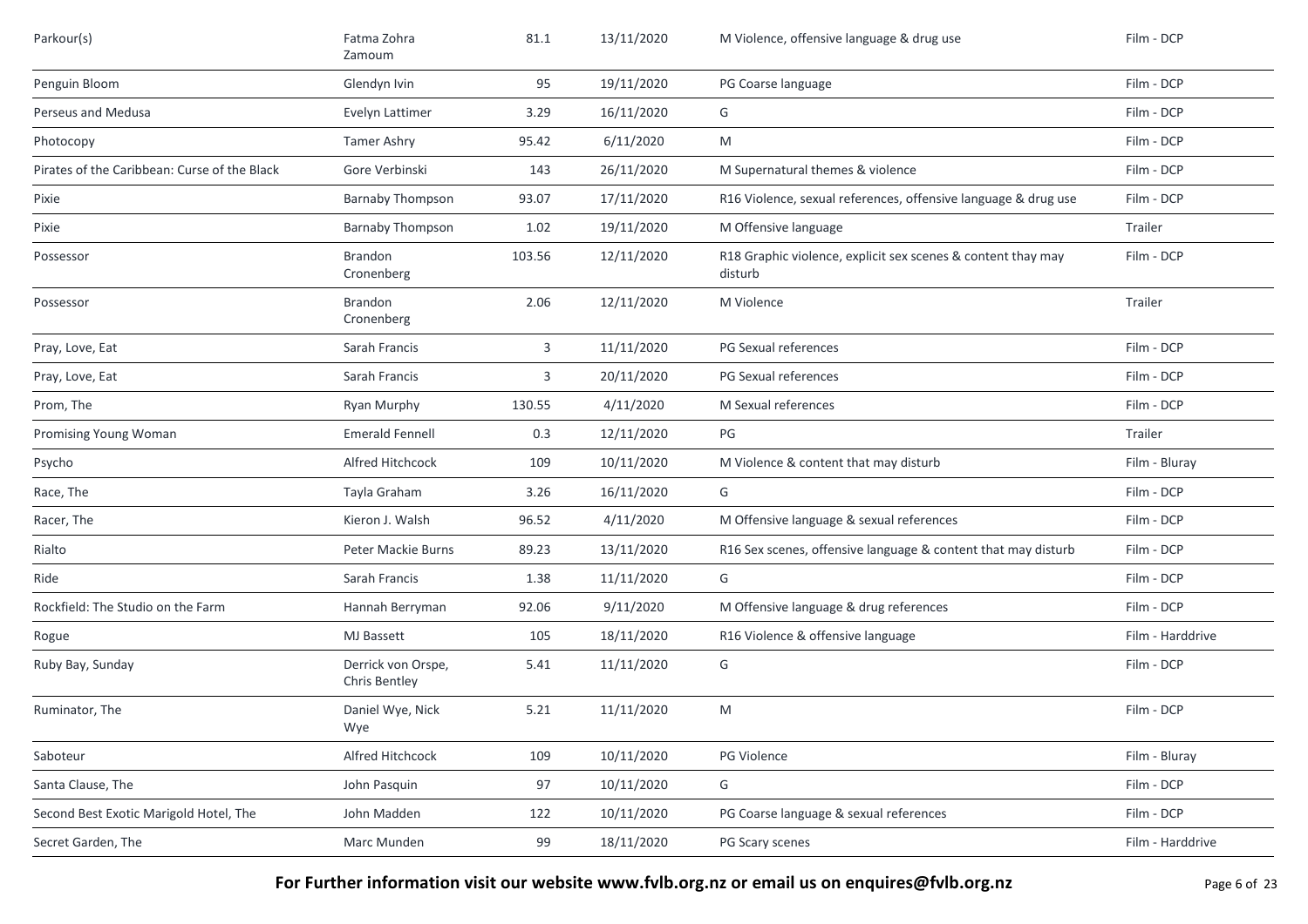| | | | | | |
|---|---|---|---|---|---|
| Parkour(s) | Fatma Zohra Zamoum | 81.1 | 13/11/2020 | M Violence, offensive language & drug use | Film - DCP |
| Penguin Bloom | Glendyn Ivin | 95 | 19/11/2020 | PG Coarse language | Film - DCP |
| Perseus and Medusa | Evelyn Lattimer | 3.29 | 16/11/2020 | G | Film - DCP |
| Photocopy | Tamer Ashry | 95.42 | 6/11/2020 | M | Film - DCP |
| Pirates of the Caribbean: Curse of the Black | Gore Verbinski | 143 | 26/11/2020 | M Supernatural themes & violence | Film - DCP |
| Pixie | Barnaby Thompson | 93.07 | 17/11/2020 | R16 Violence, sexual references, offensive language & drug use | Film - DCP |
| Pixie | Barnaby Thompson | 1.02 | 19/11/2020 | M Offensive language | Trailer |
| Possessor | Brandon Cronenberg | 103.56 | 12/11/2020 | R18 Graphic violence, explicit sex scenes & content thay may disturb | Film - DCP |
| Possessor | Brandon Cronenberg | 2.06 | 12/11/2020 | M Violence | Trailer |
| Pray, Love, Eat | Sarah Francis | 3 | 11/11/2020 | PG Sexual references | Film - DCP |
| Pray, Love, Eat | Sarah Francis | 3 | 20/11/2020 | PG Sexual references | Film - DCP |
| Prom, The | Ryan Murphy | 130.55 | 4/11/2020 | M Sexual references | Film - DCP |
| Promising Young Woman | Emerald Fennell | 0.3 | 12/11/2020 | PG | Trailer |
| Psycho | Alfred Hitchcock | 109 | 10/11/2020 | M Violence & content that may disturb | Film - Bluray |
| Race, The | Tayla Graham | 3.26 | 16/11/2020 | G | Film - DCP |
| Racer, The | Kieron J. Walsh | 96.52 | 4/11/2020 | M Offensive language & sexual references | Film - DCP |
| Rialto | Peter Mackie Burns | 89.23 | 13/11/2020 | R16 Sex scenes, offensive language & content that may disturb | Film - DCP |
| Ride | Sarah Francis | 1.38 | 11/11/2020 | G | Film - DCP |
| Rockfield: The Studio on the Farm | Hannah Berryman | 92.06 | 9/11/2020 | M Offensive language & drug references | Film - DCP |
| Rogue | MJ Bassett | 105 | 18/11/2020 | R16 Violence & offensive language | Film - Harddrive |
| Ruby Bay, Sunday | Derrick von Orspe, Chris Bentley | 5.41 | 11/11/2020 | G | Film - DCP |
| Ruminator, The | Daniel Wye, Nick Wye | 5.21 | 11/11/2020 | M | Film - DCP |
| Saboteur | Alfred Hitchcock | 109 | 10/11/2020 | PG Violence | Film - Bluray |
| Santa Clause, The | John Pasquin | 97 | 10/11/2020 | G | Film - DCP |
| Second Best Exotic Marigold Hotel, The | John Madden | 122 | 10/11/2020 | PG Coarse language & sexual references | Film - DCP |
| Secret Garden, The | Marc Munden | 99 | 18/11/2020 | PG Scary scenes | Film - Harddrive |

**For Further information visit our website www.fvlb.org.nz or email us on enquires@fvlb.org.nz**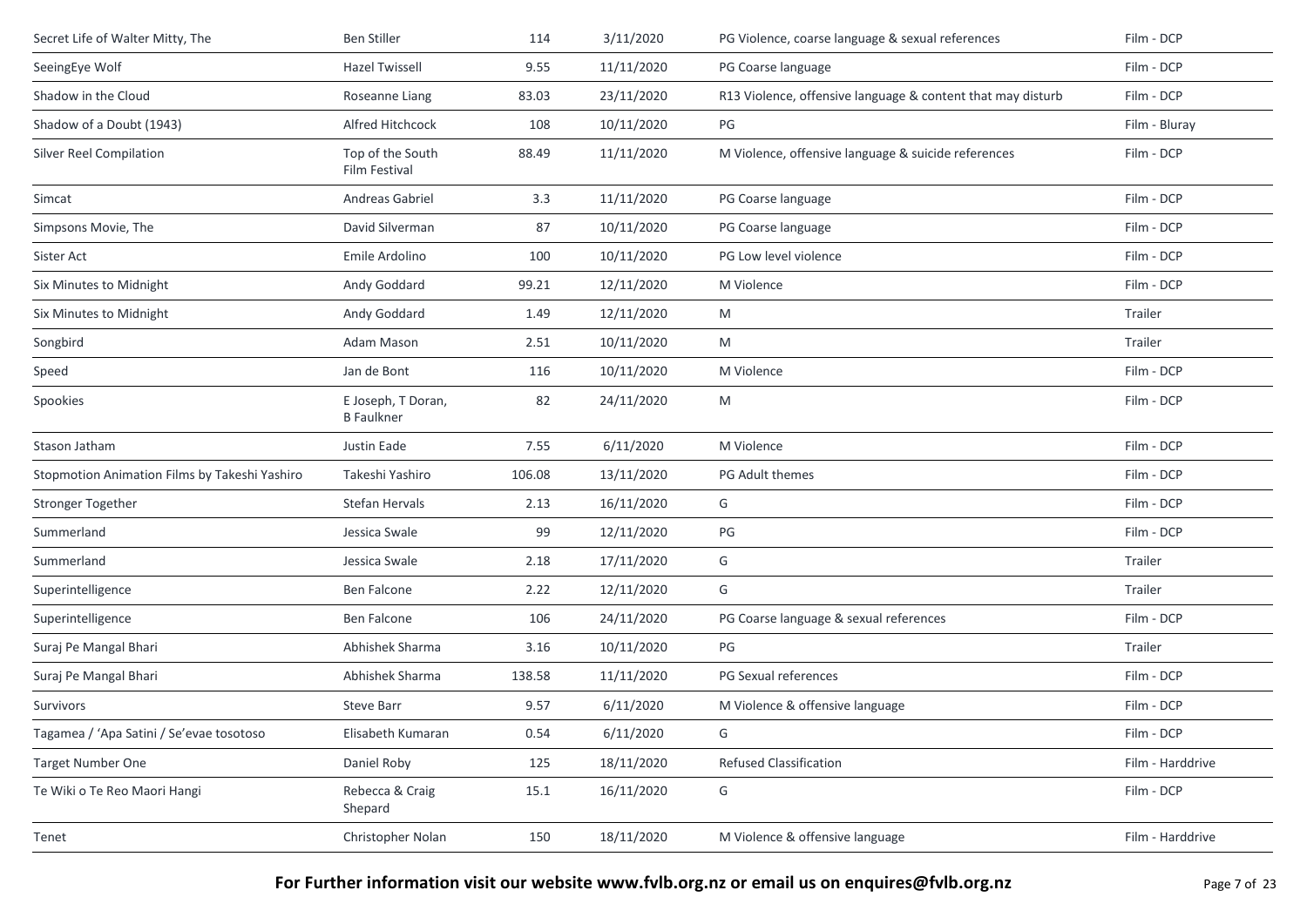| | | | | | |
|---|---|---|---|---|---|
| Secret Life of Walter Mitty, The | Ben Stiller | 114 | 3/11/2020 | PG Violence, coarse language & sexual references | Film - DCP |
| SeeingEye Wolf | Hazel Twissell | 9.55 | 11/11/2020 | PG Coarse language | Film - DCP |
| Shadow in the Cloud | Roseanne Liang | 83.03 | 23/11/2020 | R13 Violence, offensive language & content that may disturb | Film - DCP |
| Shadow of a Doubt (1943) | Alfred Hitchcock | 108 | 10/11/2020 | PG | Film - Bluray |
| Silver Reel Compilation | Top of the South Film Festival | 88.49 | 11/11/2020 | M Violence, offensive language & suicide references | Film - DCP |
| Simcat | Andreas Gabriel | 3.3 | 11/11/2020 | PG Coarse language | Film - DCP |
| Simpsons Movie, The | David Silverman | 87 | 10/11/2020 | PG Coarse language | Film - DCP |
| Sister Act | Emile Ardolino | 100 | 10/11/2020 | PG Low level violence | Film - DCP |
| Six Minutes to Midnight | Andy Goddard | 99.21 | 12/11/2020 | M Violence | Film - DCP |
| Six Minutes to Midnight | Andy Goddard | 1.49 | 12/11/2020 | M | Trailer |
| Songbird | Adam Mason | 2.51 | 10/11/2020 | M | Trailer |
| Speed | Jan de Bont | 116 | 10/11/2020 | M Violence | Film - DCP |
| Spookies | E Joseph, T Doran, B Faulkner | 82 | 24/11/2020 | M | Film - DCP |
| Stason Jatham | Justin Eade | 7.55 | 6/11/2020 | M Violence | Film - DCP |
| Stopmotion Animation Films by Takeshi Yashiro | Takeshi Yashiro | 106.08 | 13/11/2020 | PG Adult themes | Film - DCP |
| Stronger Together | Stefan Hervals | 2.13 | 16/11/2020 | G | Film - DCP |
| Summerland | Jessica Swale | 99 | 12/11/2020 | PG | Film - DCP |
| Summerland | Jessica Swale | 2.18 | 17/11/2020 | G | Trailer |
| Superintelligence | Ben Falcone | 2.22 | 12/11/2020 | G | Trailer |
| Superintelligence | Ben Falcone | 106 | 24/11/2020 | PG Coarse language & sexual references | Film - DCP |
| Suraj Pe Mangal Bhari | Abhishek Sharma | 3.16 | 10/11/2020 | PG | Trailer |
| Suraj Pe Mangal Bhari | Abhishek Sharma | 138.58 | 11/11/2020 | PG Sexual references | Film - DCP |
| Survivors | Steve Barr | 9.57 | 6/11/2020 | M Violence & offensive language | Film - DCP |
| Tagamea / 'Apa Satini / Se'evae tosotoso | Elisabeth Kumaran | 0.54 | 6/11/2020 | G | Film - DCP |
| Target Number One | Daniel Roby | 125 | 18/11/2020 | Refused Classification | Film - Harddrive |
| Te Wiki o Te Reo Maori Hangi | Rebecca & Craig Shepard | 15.1 | 16/11/2020 | G | Film - DCP |
| Tenet | Christopher Nolan | 150 | 18/11/2020 | M Violence & offensive language | Film - Harddrive |

**For Further information visit our website www.fvlb.org.nz or email us on enquires@fvlb.org.nz**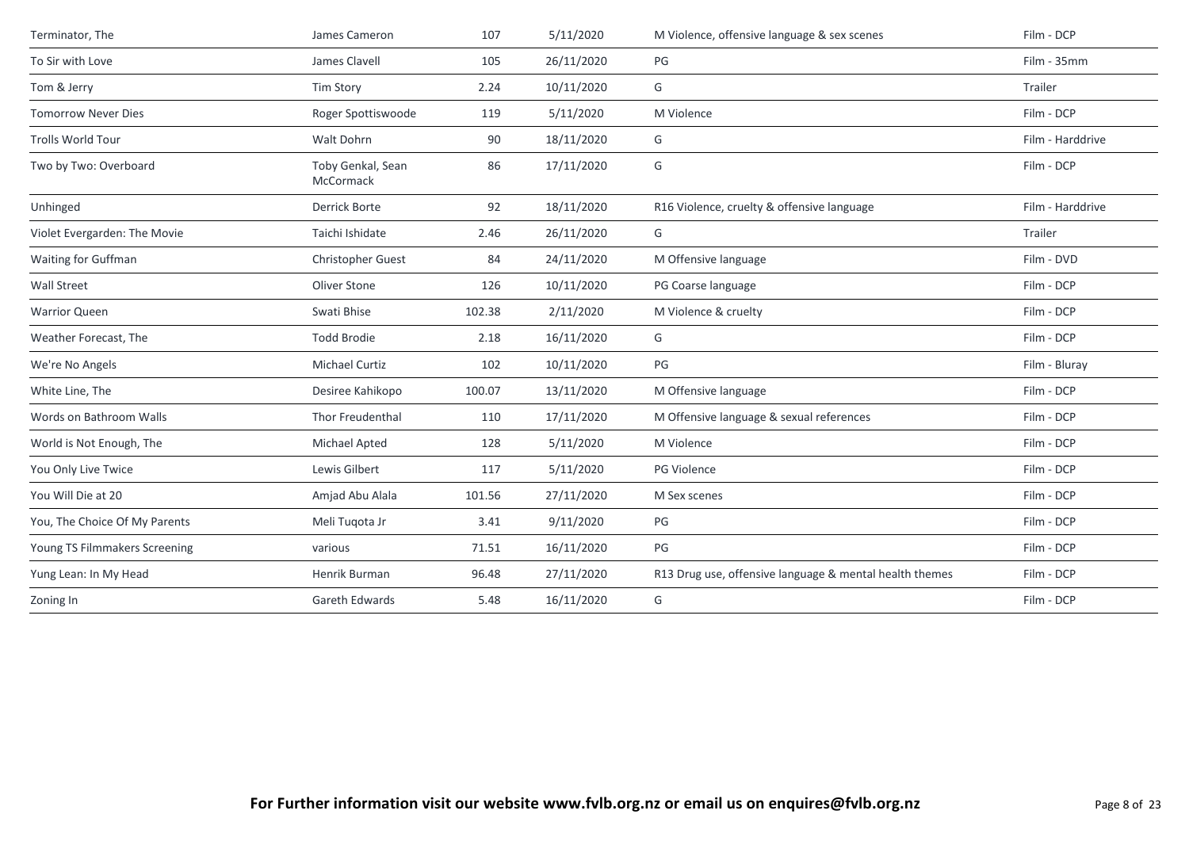| | | | | | |
|---|---|---|---|---|---|
| Terminator, The | James Cameron | 107 | 5/11/2020 | M Violence, offensive language & sex scenes | Film - DCP |
| To Sir with Love | James Clavell | 105 | 26/11/2020 | PG | Film - 35mm |
| Tom & Jerry | Tim Story | 2.24 | 10/11/2020 | G | Trailer |
| Tomorrow Never Dies | Roger Spottiswoode | 119 | 5/11/2020 | M Violence | Film - DCP |
| Trolls World Tour | Walt Dohrn | 90 | 18/11/2020 | G | Film - Harddrive |
| Two by Two: Overboard | Toby Genkal, Sean McCormack | 86 | 17/11/2020 | G | Film - DCP |
| Unhinged | Derrick Borte | 92 | 18/11/2020 | R16 Violence, cruelty & offensive language | Film - Harddrive |
| Violet Evergarden: The Movie | Taichi Ishidate | 2.46 | 26/11/2020 | G | Trailer |
| Waiting for Guffman | Christopher Guest | 84 | 24/11/2020 | M Offensive language | Film - DVD |
| Wall Street | Oliver Stone | 126 | 10/11/2020 | PG Coarse language | Film - DCP |
| Warrior Queen | Swati Bhise | 102.38 | 2/11/2020 | M Violence & cruelty | Film - DCP |
| Weather Forecast, The | Todd Brodie | 2.18 | 16/11/2020 | G | Film - DCP |
| We're No Angels | Michael Curtiz | 102 | 10/11/2020 | PG | Film - Bluray |
| White Line, The | Desiree Kahikopo | 100.07 | 13/11/2020 | M Offensive language | Film - DCP |
| Words on Bathroom Walls | Thor Freudenthal | 110 | 17/11/2020 | M Offensive language & sexual references | Film - DCP |
| World is Not Enough, The | Michael Apted | 128 | 5/11/2020 | M Violence | Film - DCP |
| You Only Live Twice | Lewis Gilbert | 117 | 5/11/2020 | PG Violence | Film - DCP |
| You Will Die at 20 | Amjad Abu Alala | 101.56 | 27/11/2020 | M Sex scenes | Film - DCP |
| You, The Choice Of My Parents | Meli Tuqota Jr | 3.41 | 9/11/2020 | PG | Film - DCP |
| Young TS Filmmakers Screening | various | 71.51 | 16/11/2020 | PG | Film - DCP |
| Yung Lean: In My Head | Henrik Burman | 96.48 | 27/11/2020 | R13 Drug use, offensive language & mental health themes | Film - DCP |
| Zoning In | Gareth Edwards | 5.48 | 16/11/2020 | G | Film - DCP |

**For Further information visit our website www.fvlb.org.nz or email us on enquires@fvlb.org.nz**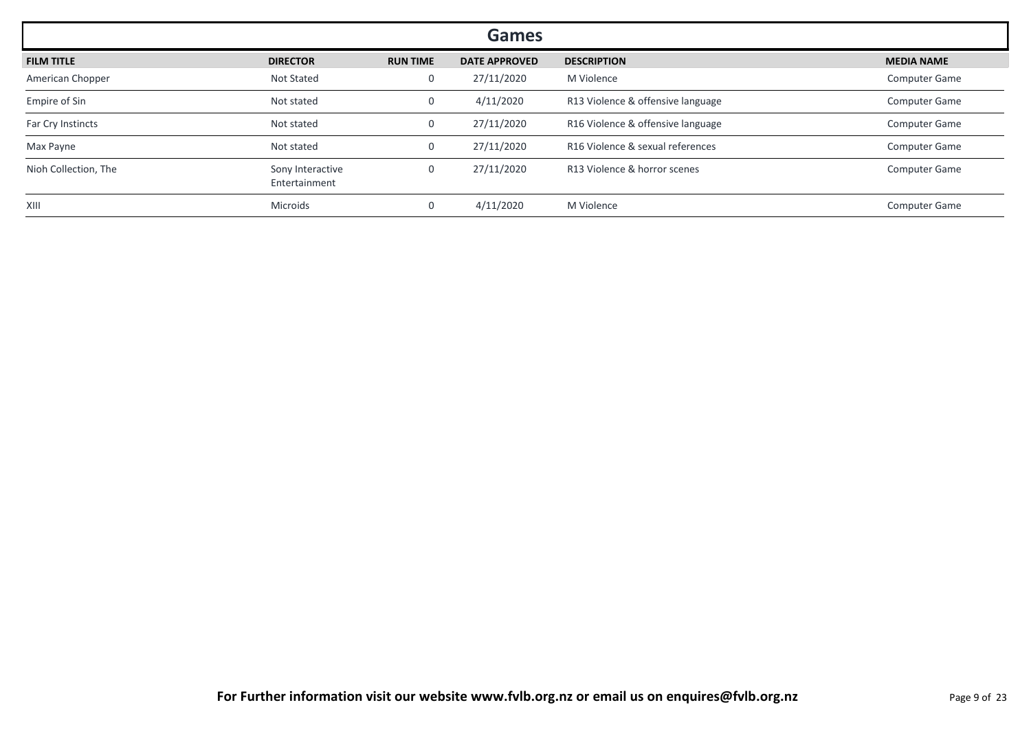## Games

| FILM TITLE | DIRECTOR | RUN TIME | DATE APPROVED | DESCRIPTION | MEDIA NAME |
|---|---|---|---|---|---|
| American Chopper | Not Stated | 0 | 27/11/2020 | M Violence | Computer Game |
| Empire of Sin | Not stated | 0 | 4/11/2020 | R13 Violence & offensive language | Computer Game |
| Far Cry Instincts | Not stated | 0 | 27/11/2020 | R16 Violence & offensive language | Computer Game |
| Max Payne | Not stated | 0 | 27/11/2020 | R16 Violence & sexual references | Computer Game |
| Nioh Collection, The | Sony Interactive Entertainment | 0 | 27/11/2020 | R13 Violence & horror scenes | Computer Game |
| XIII | Microids | 0 | 4/11/2020 | M Violence | Computer Game |

**For Further information visit our website www.fvlb.org.nz or email us on enquires@fvlb.org.nz**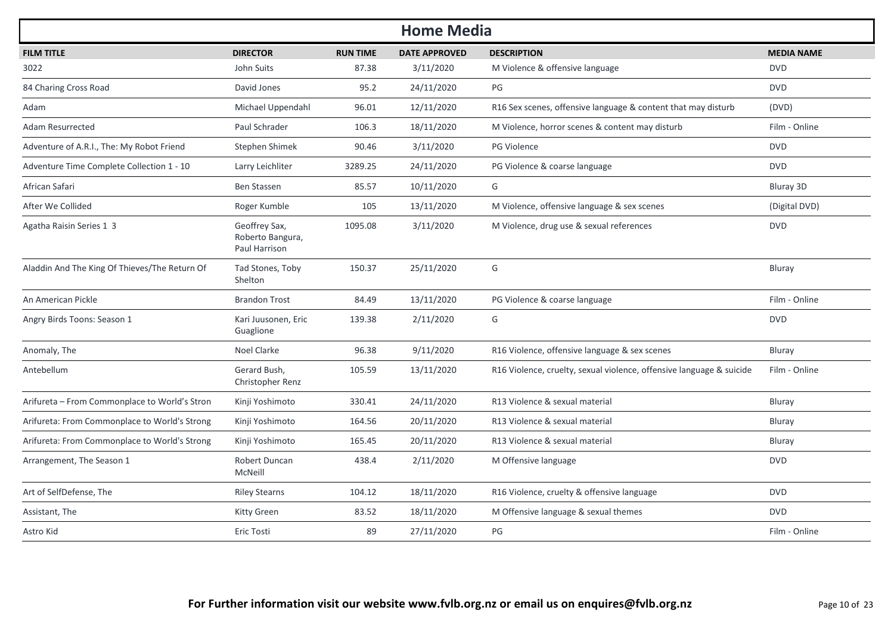# Home Media

| FILM TITLE | DIRECTOR | RUN TIME | DATE APPROVED | DESCRIPTION | MEDIA NAME |
|---|---|---|---|---|---|
| 3022 | John Suits | 87.38 | 3/11/2020 | M Violence & offensive language | DVD |
| 84 Charing Cross Road | David Jones | 95.2 | 24/11/2020 | PG | DVD |
| Adam | Michael Uppendahl | 96.01 | 12/11/2020 | R16 Sex scenes, offensive language & content that may disturb | (DVD) |
| Adam Resurrected | Paul Schrader | 106.3 | 18/11/2020 | M Violence, horror scenes & content may disturb | Film - Online |
| Adventure of A.R.I., The: My Robot Friend | Stephen Shimek | 90.46 | 3/11/2020 | PG Violence | DVD |
| Adventure Time Complete Collection 1 - 10 | Larry Leichliter | 3289.25 | 24/11/2020 | PG Violence & coarse language | DVD |
| African Safari | Ben Stassen | 85.57 | 10/11/2020 | G | Bluray 3D |
| After We Collided | Roger Kumble | 105 | 13/11/2020 | M Violence, offensive language & sex scenes | (Digital DVD) |
| Agatha Raisin Series 1 3 | Geoffrey Sax, Roberto Bangura, Paul Harrison | 1095.08 | 3/11/2020 | M Violence, drug use & sexual references | DVD |
| Aladdin And The King Of Thieves/The Return Of | Tad Stones, Toby Shelton | 150.37 | 25/11/2020 | G | Bluray |
| An American Pickle | Brandon Trost | 84.49 | 13/11/2020 | PG Violence & coarse language | Film - Online |
| Angry Birds Toons: Season 1 | Kari Juusonen, Eric Guaglione | 139.38 | 2/11/2020 | G | DVD |
| Anomaly, The | Noel Clarke | 96.38 | 9/11/2020 | R16 Violence, offensive language & sex scenes | Bluray |
| Antebellum | Gerard Bush, Christopher Renz | 105.59 | 13/11/2020 | R16 Violence, cruelty, sexual violence, offensive language & suicide | Film - Online |
| Arifureta – From Commonplace to World's Stron | Kinji Yoshimoto | 330.41 | 24/11/2020 | R13 Violence & sexual material | Bluray |
| Arifureta: From Commonplace to World's Strong | Kinji Yoshimoto | 164.56 | 20/11/2020 | R13 Violence & sexual material | Bluray |
| Arifureta: From Commonplace to World's Strong | Kinji Yoshimoto | 165.45 | 20/11/2020 | R13 Violence & sexual material | Bluray |
| Arrangement, The Season 1 | Robert Duncan McNeill | 438.4 | 2/11/2020 | M Offensive language | DVD |
| Art of SelfDefense, The | Riley Stearns | 104.12 | 18/11/2020 | R16 Violence, cruelty & offensive language | DVD |
| Assistant, The | Kitty Green | 83.52 | 18/11/2020 | M Offensive language & sexual themes | DVD |
| Astro Kid | Eric Tosti | 89 | 27/11/2020 | PG | Film - Online |

**For Further information visit our website www.fvlb.org.nz or email us on enquires@fvlb.org.nz**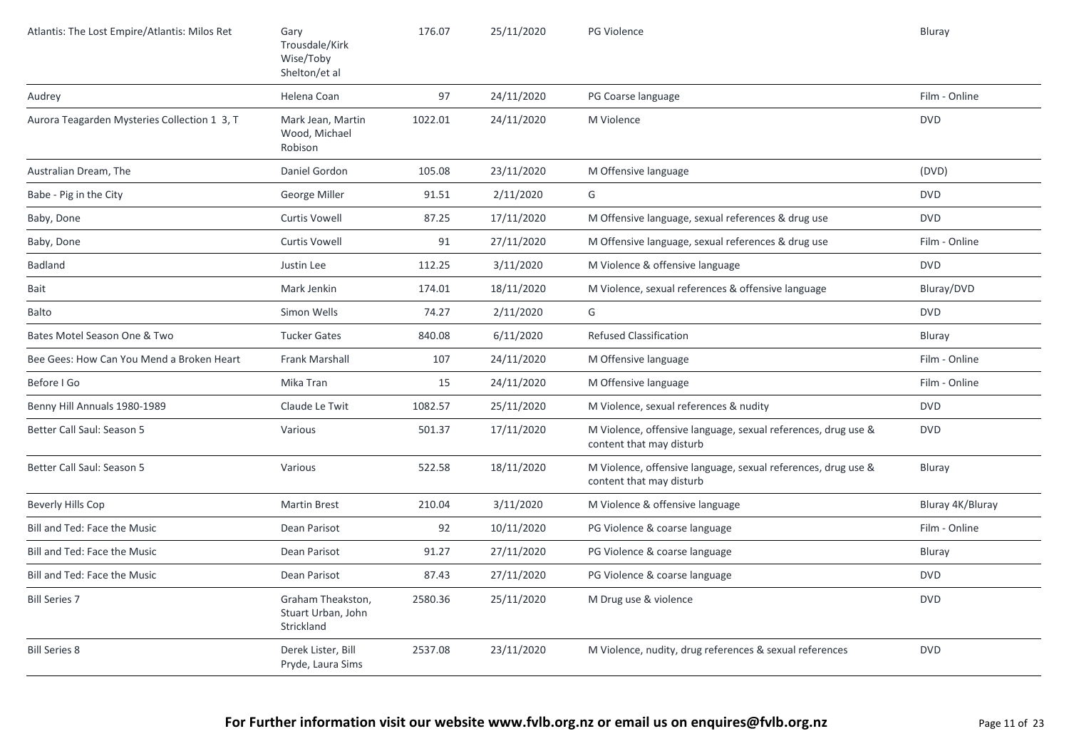| | | | | | |
|---|---|---|---|---|---|
| Atlantis: The Lost Empire/Atlantis: Milos Ret | Gary Trousdale/Kirk Wise/Toby Shelton/et al | 176.07 | 25/11/2020 | PG Violence | Bluray |
| Audrey | Helena Coan | 97 | 24/11/2020 | PG Coarse language | Film - Online |
| Aurora Teagarden Mysteries Collection 1 3, T | Mark Jean, Martin Wood, Michael Robison | 1022.01 | 24/11/2020 | M Violence | DVD |
| Australian Dream, The | Daniel Gordon | 105.08 | 23/11/2020 | M Offensive language | (DVD) |
| Babe - Pig in the City | George Miller | 91.51 | 2/11/2020 | G | DVD |
| Baby, Done | Curtis Vowell | 87.25 | 17/11/2020 | M Offensive language, sexual references & drug use | DVD |
| Baby, Done | Curtis Vowell | 91 | 27/11/2020 | M Offensive language, sexual references & drug use | Film - Online |
| Badland | Justin Lee | 112.25 | 3/11/2020 | M Violence & offensive language | DVD |
| Bait | Mark Jenkin | 174.01 | 18/11/2020 | M Violence, sexual references & offensive language | Bluray/DVD |
| Balto | Simon Wells | 74.27 | 2/11/2020 | G | DVD |
| Bates Motel Season One & Two | Tucker Gates | 840.08 | 6/11/2020 | Refused Classification | Bluray |
| Bee Gees: How Can You Mend a Broken Heart | Frank Marshall | 107 | 24/11/2020 | M Offensive language | Film - Online |
| Before I Go | Mika Tran | 15 | 24/11/2020 | M Offensive language | Film - Online |
| Benny Hill Annuals 1980-1989 | Claude Le Twit | 1082.57 | 25/11/2020 | M Violence, sexual references & nudity | DVD |
| Better Call Saul: Season 5 | Various | 501.37 | 17/11/2020 | M Violence, offensive language, sexual references, drug use & content that may disturb | DVD |
| Better Call Saul: Season 5 | Various | 522.58 | 18/11/2020 | M Violence, offensive language, sexual references, drug use & content that may disturb | Bluray |
| Beverly Hills Cop | Martin Brest | 210.04 | 3/11/2020 | M Violence & offensive language | Bluray 4K/Bluray |
| Bill and Ted: Face the Music | Dean Parisot | 92 | 10/11/2020 | PG Violence & coarse language | Film - Online |
| Bill and Ted: Face the Music | Dean Parisot | 91.27 | 27/11/2020 | PG Violence & coarse language | Bluray |
| Bill and Ted: Face the Music | Dean Parisot | 87.43 | 27/11/2020 | PG Violence & coarse language | DVD |
| Bill Series 7 | Graham Theakston, Stuart Urban, John Strickland | 2580.36 | 25/11/2020 | M Drug use & violence | DVD |
| Bill Series 8 | Derek Lister, Bill Pryde, Laura Sims | 2537.08 | 23/11/2020 | M Violence, nudity, drug references & sexual references | DVD |

**For Further information visit our website www.fvlb.org.nz or email us on enquires@fvlb.org.nz**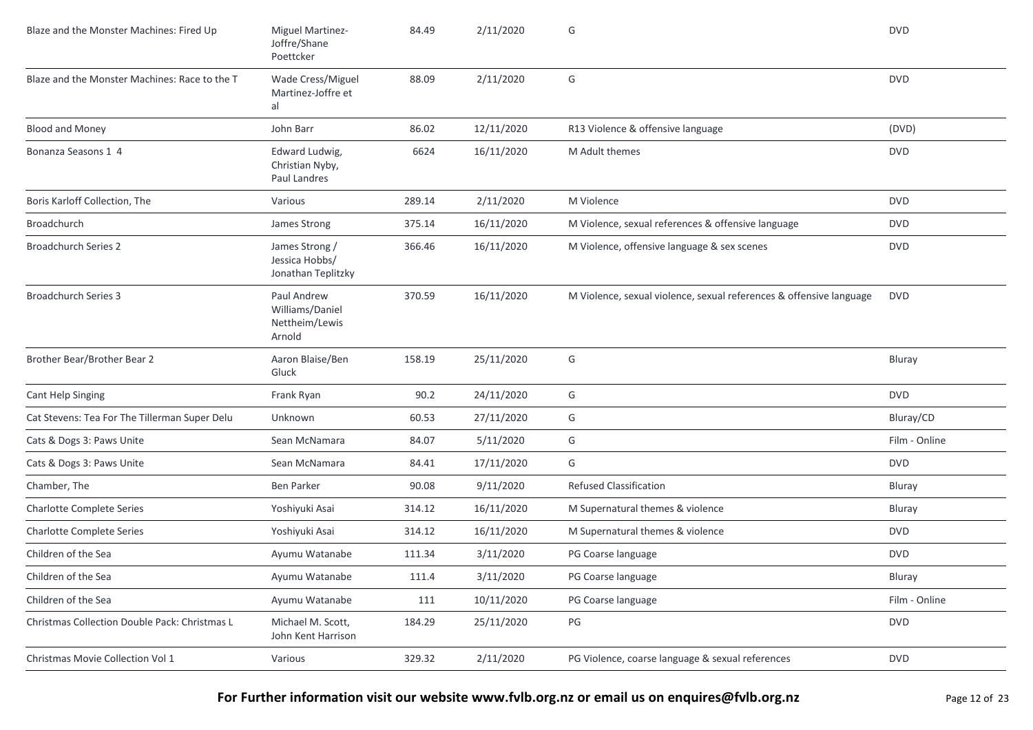| | | | | | |
|---|---|---|---|---|---|
| Blaze and the Monster Machines: Fired Up | Miguel Martinez-Joffre/Shane Poettcker | 84.49 | 2/11/2020 | G | DVD |
| Blaze and the Monster Machines: Race to the T | Wade Cress/Miguel Martinez-Joffre et al | 88.09 | 2/11/2020 | G | DVD |
| Blood and Money | John Barr | 86.02 | 12/11/2020 | R13 Violence & offensive language | (DVD) |
| Bonanza Seasons 1 4 | Edward Ludwig, Christian Nyby, Paul Landres | 6624 | 16/11/2020 | M Adult themes | DVD |
| Boris Karloff Collection, The | Various | 289.14 | 2/11/2020 | M Violence | DVD |
| Broadchurch | James Strong | 375.14 | 16/11/2020 | M Violence, sexual references & offensive language | DVD |
| Broadchurch Series 2 | James Strong / Jessica Hobbs/ Jonathan Teplitzky | 366.46 | 16/11/2020 | M Violence, offensive language & sex scenes | DVD |
| Broadchurch Series 3 | Paul Andrew Williams/Daniel Nettheim/Lewis Arnold | 370.59 | 16/11/2020 | M Violence, sexual violence, sexual references & offensive language | DVD |
| Brother Bear/Brother Bear 2 | Aaron Blaise/Ben Gluck | 158.19 | 25/11/2020 | G | Bluray |
| Cant Help Singing | Frank Ryan | 90.2 | 24/11/2020 | G | DVD |
| Cat Stevens: Tea For The Tillerman Super Delu | Unknown | 60.53 | 27/11/2020 | G | Bluray/CD |
| Cats & Dogs 3: Paws Unite | Sean McNamara | 84.07 | 5/11/2020 | G | Film - Online |
| Cats & Dogs 3: Paws Unite | Sean McNamara | 84.41 | 17/11/2020 | G | DVD |
| Chamber, The | Ben Parker | 90.08 | 9/11/2020 | Refused Classification | Bluray |
| Charlotte Complete Series | Yoshiyuki Asai | 314.12 | 16/11/2020 | M Supernatural themes & violence | Bluray |
| Charlotte Complete Series | Yoshiyuki Asai | 314.12 | 16/11/2020 | M Supernatural themes & violence | DVD |
| Children of the Sea | Ayumu Watanabe | 111.34 | 3/11/2020 | PG Coarse language | DVD |
| Children of the Sea | Ayumu Watanabe | 111.4 | 3/11/2020 | PG Coarse language | Bluray |
| Children of the Sea | Ayumu Watanabe | 111 | 10/11/2020 | PG Coarse language | Film - Online |
| Christmas Collection Double Pack: Christmas L | Michael M. Scott, John Kent Harrison | 184.29 | 25/11/2020 | PG | DVD |
| Christmas Movie Collection Vol 1 | Various | 329.32 | 2/11/2020 | PG Violence, coarse language & sexual references | DVD |

**For Further information visit our website www.fvlb.org.nz or email us on enquires@fvlb.org.nz**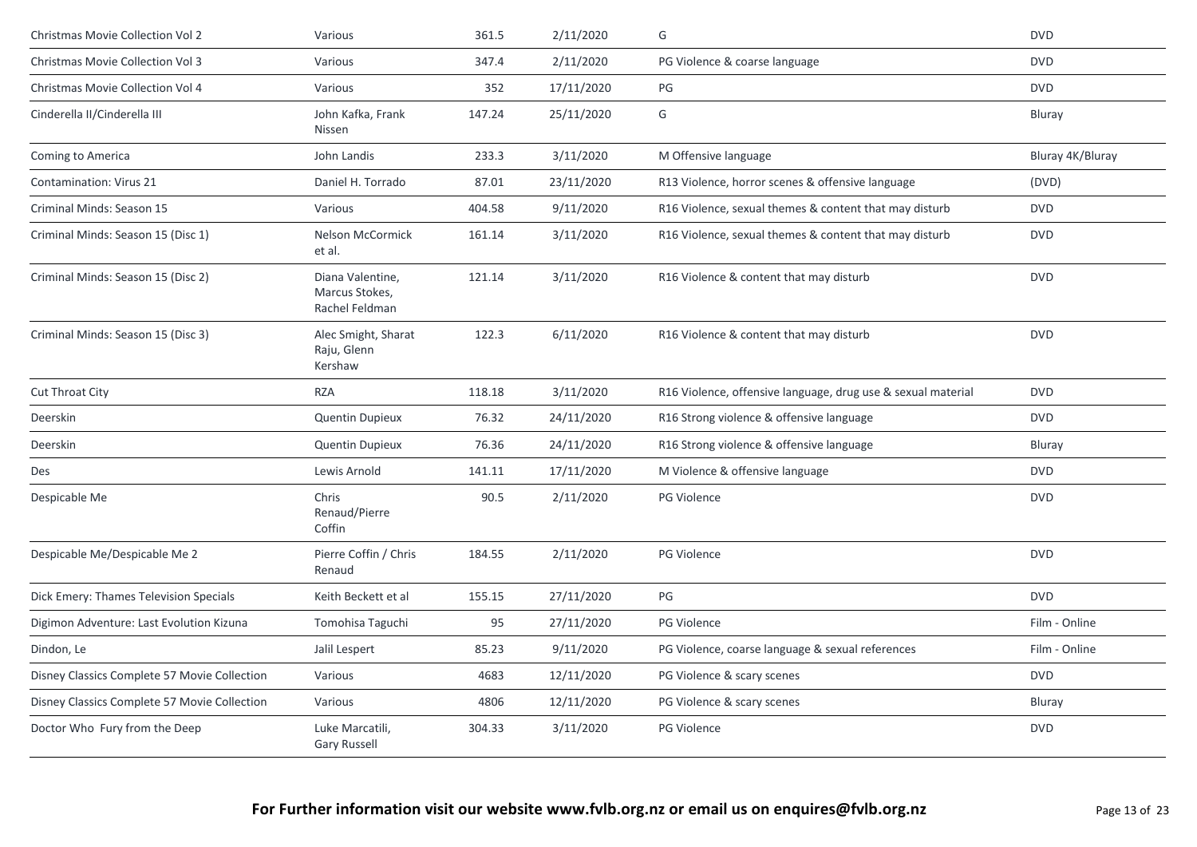| | | | | | |
|---|---|---|---|---|---|
| Christmas Movie Collection Vol 2 | Various | 361.5 | 2/11/2020 | G | DVD |
| Christmas Movie Collection Vol 3 | Various | 347.4 | 2/11/2020 | PG Violence & coarse language | DVD |
| Christmas Movie Collection Vol 4 | Various | 352 | 17/11/2020 | PG | DVD |
| Cinderella II/Cinderella III | John Kafka, Frank Nissen | 147.24 | 25/11/2020 | G | Bluray |
| Coming to America | John Landis | 233.3 | 3/11/2020 | M Offensive language | Bluray 4K/Bluray |
| Contamination: Virus 21 | Daniel H. Torrado | 87.01 | 23/11/2020 | R13 Violence, horror scenes & offensive language | (DVD) |
| Criminal Minds: Season 15 | Various | 404.58 | 9/11/2020 | R16 Violence, sexual themes & content that may disturb | DVD |
| Criminal Minds: Season 15 (Disc 1) | Nelson McCormick et al. | 161.14 | 3/11/2020 | R16 Violence, sexual themes & content that may disturb | DVD |
| Criminal Minds: Season 15 (Disc 2) | Diana Valentine, Marcus Stokes, Rachel Feldman | 121.14 | 3/11/2020 | R16 Violence & content that may disturb | DVD |
| Criminal Minds: Season 15 (Disc 3) | Alec Smight, Sharat Raju, Glenn Kershaw | 122.3 | 6/11/2020 | R16 Violence & content that may disturb | DVD |
| Cut Throat City | RZA | 118.18 | 3/11/2020 | R16 Violence, offensive language, drug use & sexual material | DVD |
| Deerskin | Quentin Dupieux | 76.32 | 24/11/2020 | R16 Strong violence & offensive language | DVD |
| Deerskin | Quentin Dupieux | 76.36 | 24/11/2020 | R16 Strong violence & offensive language | Bluray |
| Des | Lewis Arnold | 141.11 | 17/11/2020 | M Violence & offensive language | DVD |
| Despicable Me | Chris Renaud/Pierre Coffin | 90.5 | 2/11/2020 | PG Violence | DVD |
| Despicable Me/Despicable Me 2 | Pierre Coffin / Chris Renaud | 184.55 | 2/11/2020 | PG Violence | DVD |
| Dick Emery: Thames Television Specials | Keith Beckett et al | 155.15 | 27/11/2020 | PG | DVD |
| Digimon Adventure: Last Evolution Kizuna | Tomohisa Taguchi | 95 | 27/11/2020 | PG Violence | Film - Online |
| Dindon, Le | Jalil Lespert | 85.23 | 9/11/2020 | PG Violence, coarse language & sexual references | Film - Online |
| Disney Classics Complete 57 Movie Collection | Various | 4683 | 12/11/2020 | PG Violence & scary scenes | DVD |
| Disney Classics Complete 57 Movie Collection | Various | 4806 | 12/11/2020 | PG Violence & scary scenes | Bluray |
| Doctor Who Fury from the Deep | Luke Marcatili, Gary Russell | 304.33 | 3/11/2020 | PG Violence | DVD |

**For Further information visit our website www.fvlb.org.nz or email us on enquires@fvlb.org.nz**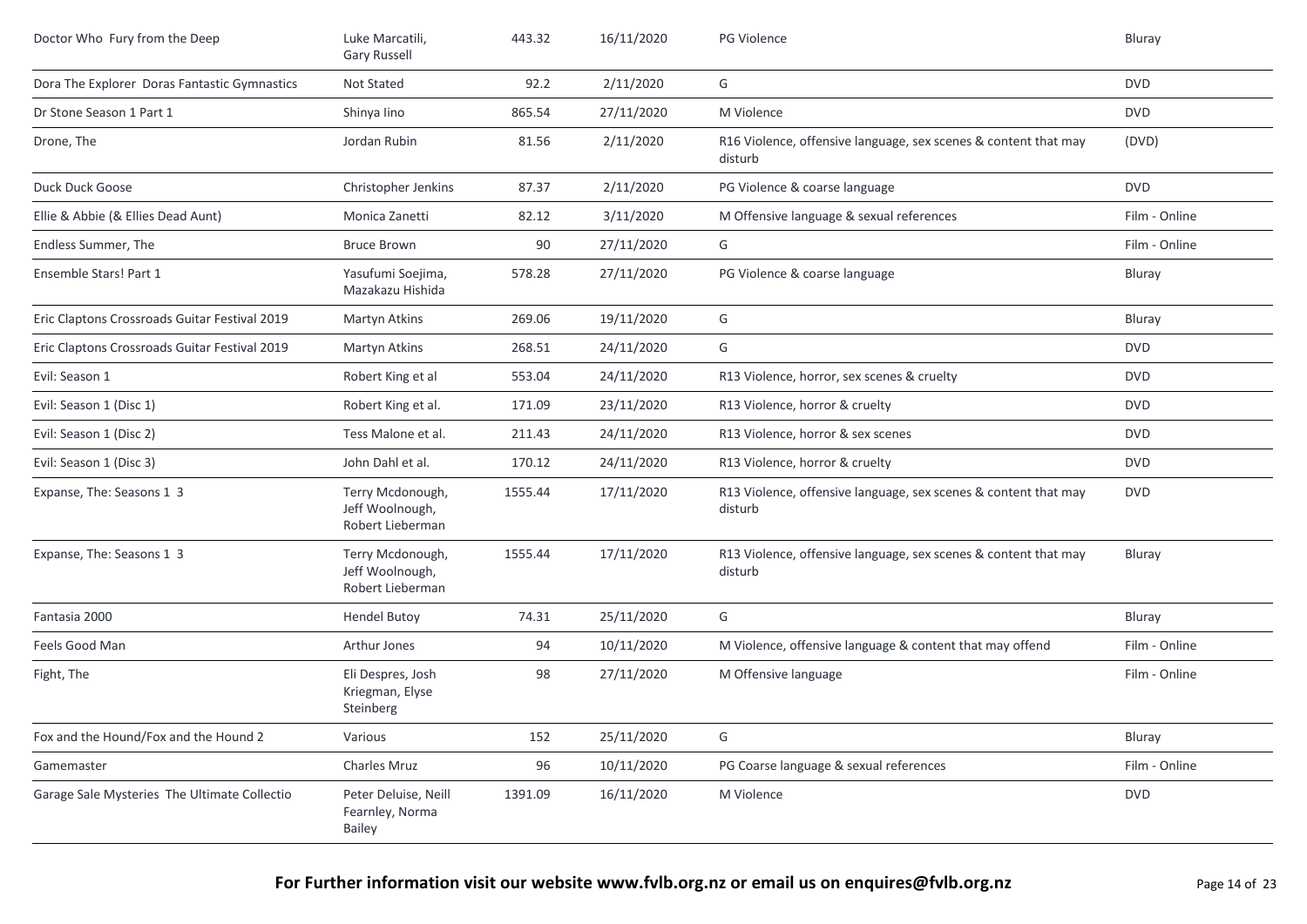| | | | | | |
|---|---|---|---|---|---|
| Doctor Who Fury from the Deep | Luke Marcatili, Gary Russell | 443.32 | 16/11/2020 | PG Violence | Bluray |
| Dora The Explorer Doras Fantastic Gymnastics | Not Stated | 92.2 | 2/11/2020 | G | DVD |
| Dr Stone Season 1 Part 1 | Shinya Iino | 865.54 | 27/11/2020 | M Violence | DVD |
| Drone, The | Jordan Rubin | 81.56 | 2/11/2020 | R16 Violence, offensive language, sex scenes & content that may disturb | (DVD) |
| Duck Duck Goose | Christopher Jenkins | 87.37 | 2/11/2020 | PG Violence & coarse language | DVD |
| Ellie & Abbie (& Ellies Dead Aunt) | Monica Zanetti | 82.12 | 3/11/2020 | M Offensive language & sexual references | Film - Online |
| Endless Summer, The | Bruce Brown | 90 | 27/11/2020 | G | Film - Online |
| Ensemble Stars! Part 1 | Yasufumi Soejima, Mazakazu Hishida | 578.28 | 27/11/2020 | PG Violence & coarse language | Bluray |
| Eric Claptons Crossroads Guitar Festival 2019 | Martyn Atkins | 269.06 | 19/11/2020 | G | Bluray |
| Eric Claptons Crossroads Guitar Festival 2019 | Martyn Atkins | 268.51 | 24/11/2020 | G | DVD |
| Evil: Season 1 | Robert King et al | 553.04 | 24/11/2020 | R13 Violence, horror, sex scenes & cruelty | DVD |
| Evil: Season 1 (Disc 1) | Robert King et al. | 171.09 | 23/11/2020 | R13 Violence, horror & cruelty | DVD |
| Evil: Season 1 (Disc 2) | Tess Malone et al. | 211.43 | 24/11/2020 | R13 Violence, horror & sex scenes | DVD |
| Evil: Season 1 (Disc 3) | John Dahl et al. | 170.12 | 24/11/2020 | R13 Violence, horror & cruelty | DVD |
| Expanse, The: Seasons 1 3 | Terry Mcdonough, Jeff Woolnough, Robert Lieberman | 1555.44 | 17/11/2020 | R13 Violence, offensive language, sex scenes & content that may disturb | DVD |
| Expanse, The: Seasons 1 3 | Terry Mcdonough, Jeff Woolnough, Robert Lieberman | 1555.44 | 17/11/2020 | R13 Violence, offensive language, sex scenes & content that may disturb | Bluray |
| Fantasia 2000 | Hendel Butoy | 74.31 | 25/11/2020 | G | Bluray |
| Feels Good Man | Arthur Jones | 94 | 10/11/2020 | M Violence, offensive language & content that may offend | Film - Online |
| Fight, The | Eli Despres, Josh Kriegman, Elyse Steinberg | 98 | 27/11/2020 | M Offensive language | Film - Online |
| Fox and the Hound/Fox and the Hound 2 | Various | 152 | 25/11/2020 | G | Bluray |
| Gamemaster | Charles Mruz | 96 | 10/11/2020 | PG Coarse language & sexual references | Film - Online |
| Garage Sale Mysteries The Ultimate Collectio | Peter Deluise, Neill Fearnley, Norma Bailey | 1391.09 | 16/11/2020 | M Violence | DVD |

**For Further information visit our website www.fvlb.org.nz or email us on enquires@fvlb.org.nz**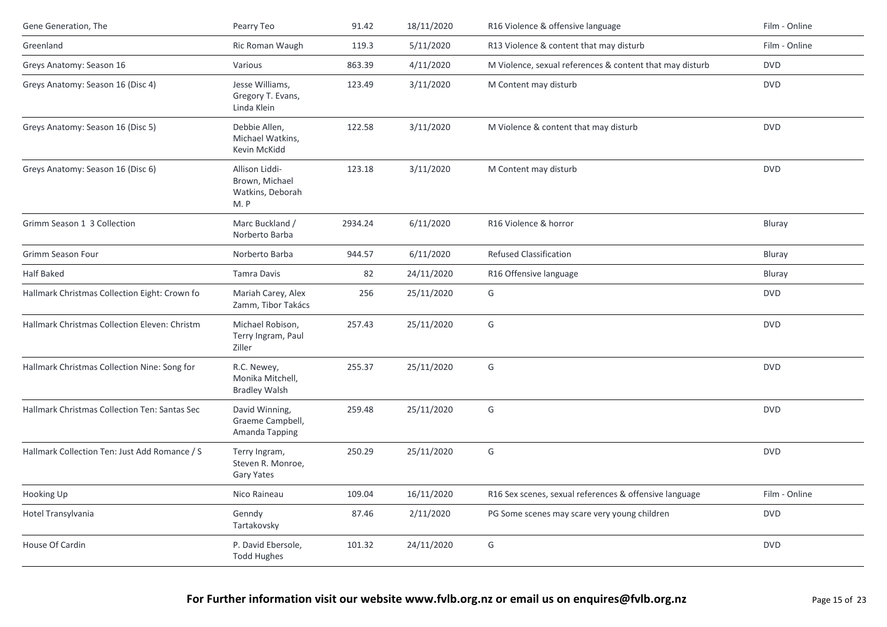| | | | | | |
|---|---|---|---|---|---|
| Gene Generation, The | Pearry Teo | 91.42 | 18/11/2020 | R16 Violence & offensive language | Film - Online |
| Greenland | Ric Roman Waugh | 119.3 | 5/11/2020 | R13 Violence & content that may disturb | Film - Online |
| Greys Anatomy: Season 16 | Various | 863.39 | 4/11/2020 | M Violence, sexual references & content that may disturb | DVD |
| Greys Anatomy: Season 16 (Disc 4) | Jesse Williams, Gregory T. Evans, Linda Klein | 123.49 | 3/11/2020 | M Content may disturb | DVD |
| Greys Anatomy: Season 16 (Disc 5) | Debbie Allen, Michael Watkins, Kevin McKidd | 122.58 | 3/11/2020 | M Violence & content that may disturb | DVD |
| Greys Anatomy: Season 16 (Disc 6) | Allison Liddi-Brown, Michael Watkins, Deborah M. P | 123.18 | 3/11/2020 | M Content may disturb | DVD |
| Grimm Season 1 3 Collection | Marc Buckland / Norberto Barba | 2934.24 | 6/11/2020 | R16 Violence & horror | Bluray |
| Grimm Season Four | Norberto Barba | 944.57 | 6/11/2020 | Refused Classification | Bluray |
| Half Baked | Tamra Davis | 82 | 24/11/2020 | R16 Offensive language | Bluray |
| Hallmark Christmas Collection Eight: Crown fo | Mariah Carey, Alex Zamm, Tibor Takács | 256 | 25/11/2020 | G | DVD |
| Hallmark Christmas Collection Eleven: Christm | Michael Robison, Terry Ingram, Paul Ziller | 257.43 | 25/11/2020 | G | DVD |
| Hallmark Christmas Collection Nine: Song for | R.C. Newey, Monika Mitchell, Bradley Walsh | 255.37 | 25/11/2020 | G | DVD |
| Hallmark Christmas Collection Ten: Santas Sec | David Winning, Graeme Campbell, Amanda Tapping | 259.48 | 25/11/2020 | G | DVD |
| Hallmark Collection Ten: Just Add Romance / S | Terry Ingram, Steven R. Monroe, Gary Yates | 250.29 | 25/11/2020 | G | DVD |
| Hooking Up | Nico Raineau | 109.04 | 16/11/2020 | R16 Sex scenes, sexual references & offensive language | Film - Online |
| Hotel Transylvania | Genndy Tartakovsky | 87.46 | 2/11/2020 | PG Some scenes may scare very young children | DVD |
| House Of Cardin | P. David Ebersole, Todd Hughes | 101.32 | 24/11/2020 | G | DVD |

**For Further information visit our website www.fvlb.org.nz or email us on enquires@fvlb.org.nz**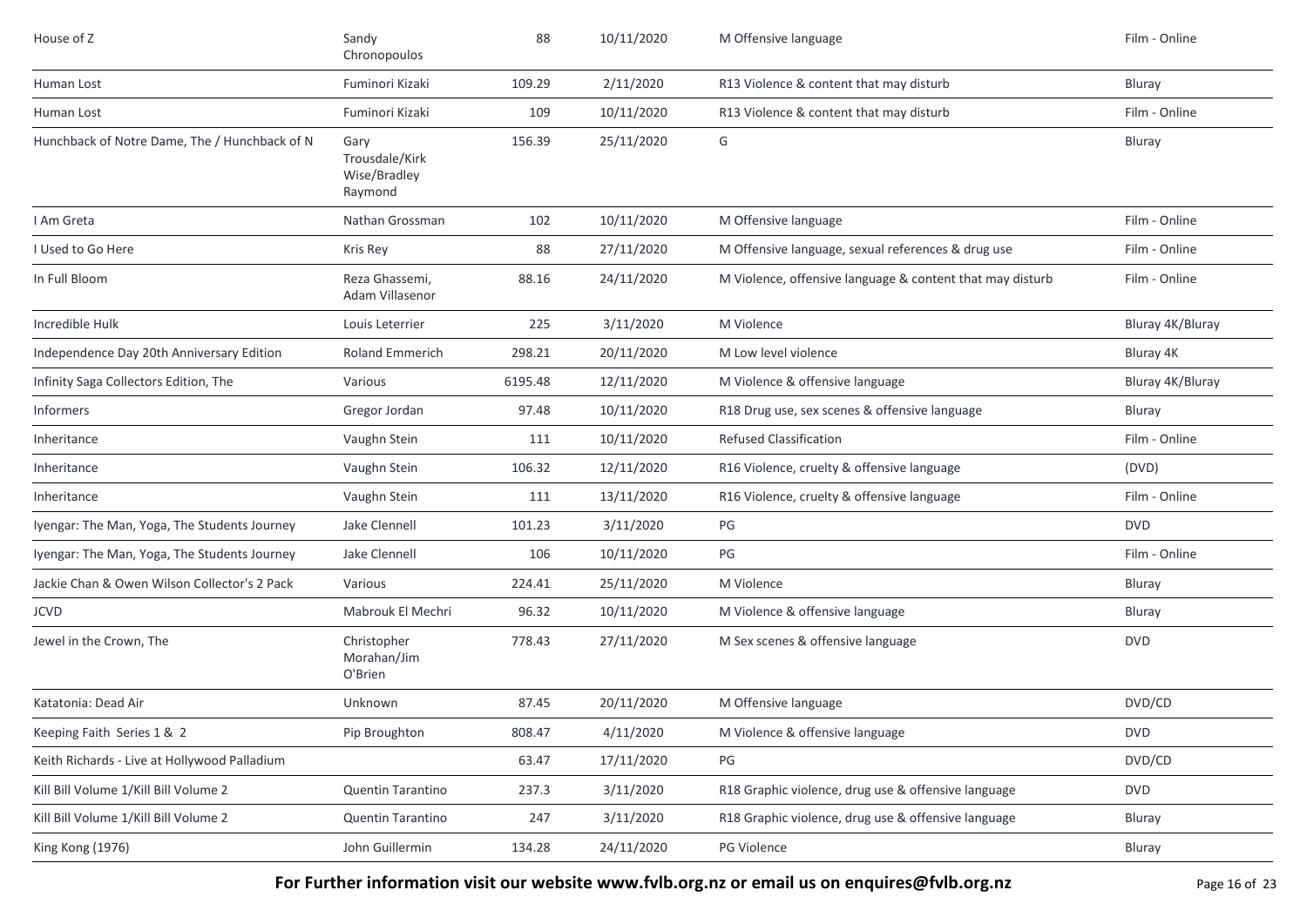| | | | | | |
|---|---|---|---|---|---|
| House of Z | Sandy Chronopoulos | 88 | 10/11/2020 | M Offensive language | Film - Online |
| Human Lost | Fuminori Kizaki | 109.29 | 2/11/2020 | R13 Violence & content that may disturb | Bluray |
| Human Lost | Fuminori Kizaki | 109 | 10/11/2020 | R13 Violence & content that may disturb | Film - Online |
| Hunchback of Notre Dame, The / Hunchback of N | Gary Trousdale/Kirk Wise/Bradley Raymond | 156.39 | 25/11/2020 | G | Bluray |
| I Am Greta | Nathan Grossman | 102 | 10/11/2020 | M Offensive language | Film - Online |
| I Used to Go Here | Kris Rey | 88 | 27/11/2020 | M Offensive language, sexual references & drug use | Film - Online |
| In Full Bloom | Reza Ghassemi, Adam Villasenor | 88.16 | 24/11/2020 | M Violence, offensive language & content that may disturb | Film - Online |
| Incredible Hulk | Louis Leterrier | 225 | 3/11/2020 | M Violence | Bluray 4K/Bluray |
| Independence Day 20th Anniversary Edition | Roland Emmerich | 298.21 | 20/11/2020 | M Low level violence | Bluray 4K |
| Infinity Saga Collectors Edition, The | Various | 6195.48 | 12/11/2020 | M Violence & offensive language | Bluray 4K/Bluray |
| Informers | Gregor Jordan | 97.48 | 10/11/2020 | R18 Drug use, sex scenes & offensive language | Bluray |
| Inheritance | Vaughn Stein | 111 | 10/11/2020 | Refused Classification | Film - Online |
| Inheritance | Vaughn Stein | 106.32 | 12/11/2020 | R16 Violence, cruelty & offensive language | (DVD) |
| Inheritance | Vaughn Stein | 111 | 13/11/2020 | R16 Violence, cruelty & offensive language | Film - Online |
| Iyengar: The Man, Yoga, The Students Journey | Jake Clennell | 101.23 | 3/11/2020 | PG | DVD |
| Iyengar: The Man, Yoga, The Students Journey | Jake Clennell | 106 | 10/11/2020 | PG | Film - Online |
| Jackie Chan & Owen Wilson Collector's 2 Pack | Various | 224.41 | 25/11/2020 | M Violence | Bluray |
| JCVD | Mabrouk El Mechri | 96.32 | 10/11/2020 | M Violence & offensive language | Bluray |
| Jewel in the Crown, The | Christopher Morahan/Jim O'Brien | 778.43 | 27/11/2020 | M Sex scenes & offensive language | DVD |
| Katatonia: Dead Air | Unknown | 87.45 | 20/11/2020 | M Offensive language | DVD/CD |
| Keeping Faith Series 1 & 2 | Pip Broughton | 808.47 | 4/11/2020 | M Violence & offensive language | DVD |
| Keith Richards - Live at Hollywood Palladium | | 63.47 | 17/11/2020 | PG | DVD/CD |
| Kill Bill Volume 1/Kill Bill Volume 2 | Quentin Tarantino | 237.3 | 3/11/2020 | R18 Graphic violence, drug use & offensive language | DVD |
| Kill Bill Volume 1/Kill Bill Volume 2 | Quentin Tarantino | 247 | 3/11/2020 | R18 Graphic violence, drug use & offensive language | Bluray |
| King Kong (1976) | John Guillermin | 134.28 | 24/11/2020 | PG Violence | Bluray |

**For Further information visit our website www.fvlb.org.nz or email us on enquires@fvlb.org.nz**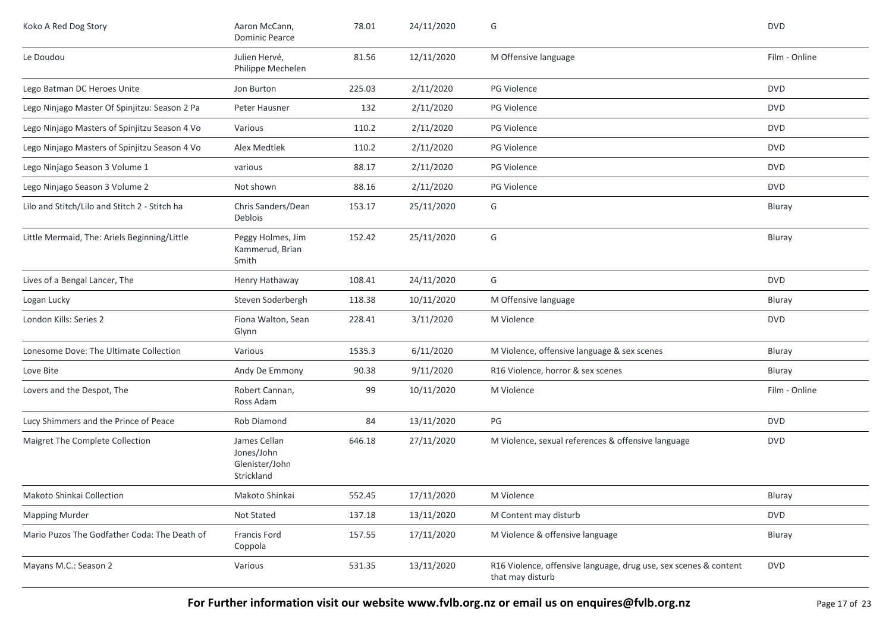| | | | | | |
|---|---|---|---|---|---|
| Koko A Red Dog Story | Aaron McCann, Dominic Pearce | 78.01 | 24/11/2020 | G | DVD |
| Le Doudou | Julien Hervé, Philippe Mechelen | 81.56 | 12/11/2020 | M Offensive language | Film - Online |
| Lego Batman DC Heroes Unite | Jon Burton | 225.03 | 2/11/2020 | PG Violence | DVD |
| Lego Ninjago Master Of Spinjitzu: Season 2 Pa | Peter Hausner | 132 | 2/11/2020 | PG Violence | DVD |
| Lego Ninjago Masters of Spinjitzu Season 4 Vo | Various | 110.2 | 2/11/2020 | PG Violence | DVD |
| Lego Ninjago Masters of Spinjitzu Season 4 Vo | Alex Medtlek | 110.2 | 2/11/2020 | PG Violence | DVD |
| Lego Ninjago Season 3 Volume 1 | various | 88.17 | 2/11/2020 | PG Violence | DVD |
| Lego Ninjago Season 3 Volume 2 | Not shown | 88.16 | 2/11/2020 | PG Violence | DVD |
| Lilo and Stitch/Lilo and Stitch 2 - Stitch ha | Chris Sanders/Dean Deblois | 153.17 | 25/11/2020 | G | Bluray |
| Little Mermaid, The: Ariels Beginning/Little | Peggy Holmes, Jim Kammerud, Brian Smith | 152.42 | 25/11/2020 | G | Bluray |
| Lives of a Bengal Lancer, The | Henry Hathaway | 108.41 | 24/11/2020 | G | DVD |
| Logan Lucky | Steven Soderbergh | 118.38 | 10/11/2020 | M Offensive language | Bluray |
| London Kills: Series 2 | Fiona Walton, Sean Glynn | 228.41 | 3/11/2020 | M Violence | DVD |
| Lonesome Dove: The Ultimate Collection | Various | 1535.3 | 6/11/2020 | M Violence, offensive language & sex scenes | Bluray |
| Love Bite | Andy De Emmony | 90.38 | 9/11/2020 | R16 Violence, horror & sex scenes | Bluray |
| Lovers and the Despot, The | Robert Cannan, Ross Adam | 99 | 10/11/2020 | M Violence | Film - Online |
| Lucy Shimmers and the Prince of Peace | Rob Diamond | 84 | 13/11/2020 | PG | DVD |
| Maigret The Complete Collection | James Cellan Jones/John Glenister/John Strickland | 646.18 | 27/11/2020 | M Violence, sexual references & offensive language | DVD |
| Makoto Shinkai Collection | Makoto Shinkai | 552.45 | 17/11/2020 | M Violence | Bluray |
| Mapping Murder | Not Stated | 137.18 | 13/11/2020 | M Content may disturb | DVD |
| Mario Puzos The Godfather Coda: The Death of | Francis Ford Coppola | 157.55 | 17/11/2020 | M Violence & offensive language | Bluray |
| Mayans M.C.: Season 2 | Various | 531.35 | 13/11/2020 | R16 Violence, offensive language, drug use, sex scenes & content that may disturb | DVD |

**For Further information visit our website www.fvlb.org.nz or email us on enquires@fvlb.org.nz**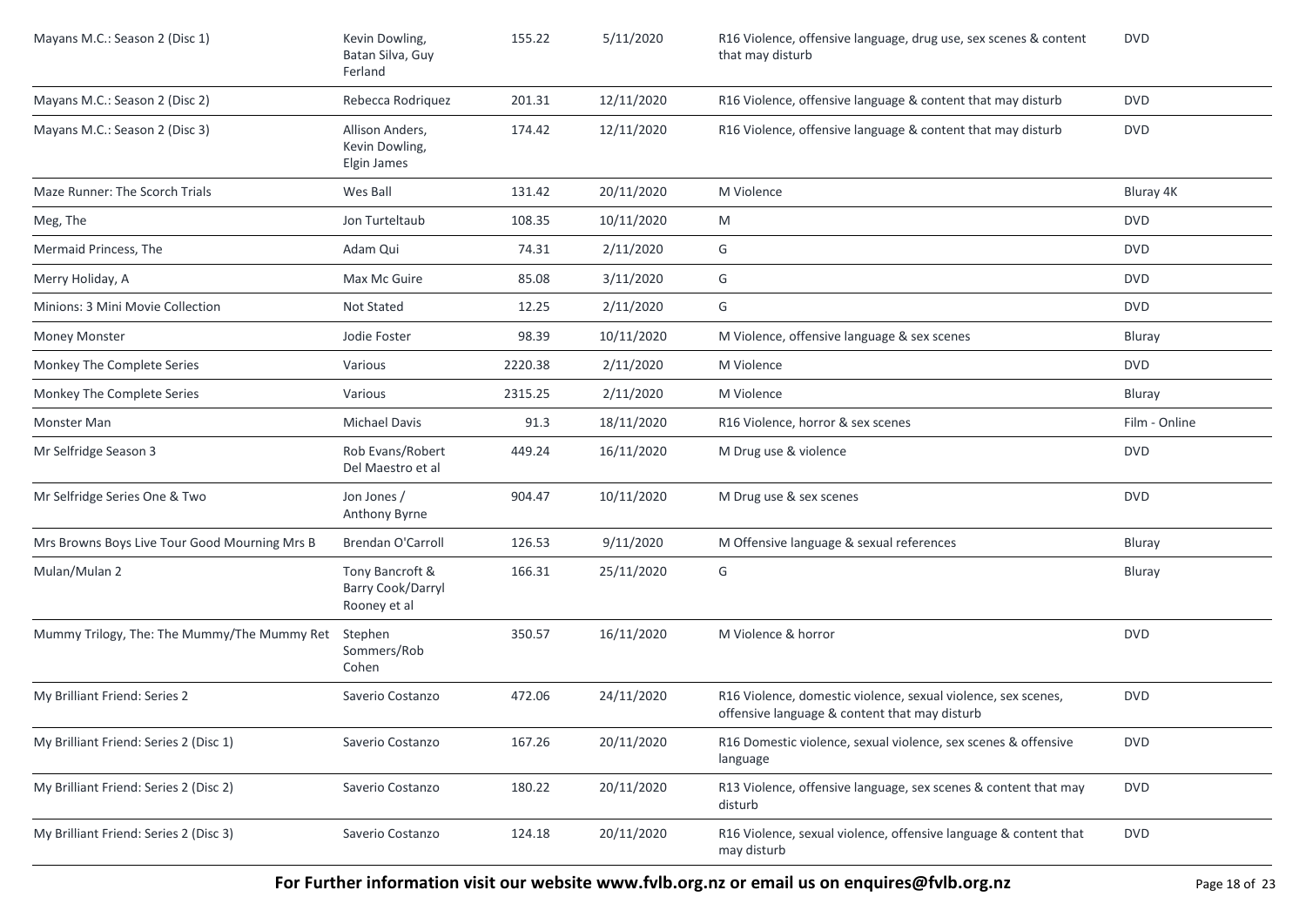| Mayans M.C.: Season 2 (Disc 1) | Kevin Dowling, Batan Silva, Guy Ferland | 155.22 | 5/11/2020 | R16 Violence, offensive language, drug use, sex scenes & content that may disturb | DVD |
|---|---|---|---|---|---|
| Mayans M.C.: Season 2 (Disc 2) | Rebecca Rodriquez | 201.31 | 12/11/2020 | R16 Violence, offensive language & content that may disturb | DVD |
| Mayans M.C.: Season 2 (Disc 3) | Allison Anders, Kevin Dowling, Elgin James | 174.42 | 12/11/2020 | R16 Violence, offensive language & content that may disturb | DVD |
| Maze Runner: The Scorch Trials | Wes Ball | 131.42 | 20/11/2020 | M Violence | Bluray 4K |
| Meg, The | Jon Turteltaub | 108.35 | 10/11/2020 | M | DVD |
| Mermaid Princess, The | Adam Qui | 74.31 | 2/11/2020 | G | DVD |
| Merry Holiday, A | Max Mc Guire | 85.08 | 3/11/2020 | G | DVD |
| Minions: 3 Mini Movie Collection | Not Stated | 12.25 | 2/11/2020 | G | DVD |
| Money Monster | Jodie Foster | 98.39 | 10/11/2020 | M Violence, offensive language & sex scenes | Bluray |
| Monkey The Complete Series | Various | 2220.38 | 2/11/2020 | M Violence | DVD |
| Monkey The Complete Series | Various | 2315.25 | 2/11/2020 | M Violence | Bluray |
| Monster Man | Michael Davis | 91.3 | 18/11/2020 | R16 Violence, horror & sex scenes | Film - Online |
| Mr Selfridge Season 3 | Rob Evans/Robert Del Maestro et al | 449.24 | 16/11/2020 | M Drug use & violence | DVD |
| Mr Selfridge Series One & Two | Jon Jones / Anthony Byrne | 904.47 | 10/11/2020 | M Drug use & sex scenes | DVD |
| Mrs Browns Boys Live Tour Good Mourning Mrs B | Brendan O'Carroll | 126.53 | 9/11/2020 | M Offensive language & sexual references | Bluray |
| Mulan/Mulan 2 | Tony Bancroft & Barry Cook/Darryl Rooney et al | 166.31 | 25/11/2020 | G | Bluray |
| Mummy Trilogy, The: The Mummy/The Mummy Ret | Stephen Sommers/Rob Cohen | 350.57 | 16/11/2020 | M Violence & horror | DVD |
| My Brilliant Friend: Series 2 | Saverio Costanzo | 472.06 | 24/11/2020 | R16 Violence, domestic violence, sexual violence, sex scenes, offensive language & content that may disturb | DVD |
| My Brilliant Friend: Series 2 (Disc 1) | Saverio Costanzo | 167.26 | 20/11/2020 | R16 Domestic violence, sexual violence, sex scenes & offensive language | DVD |
| My Brilliant Friend: Series 2 (Disc 2) | Saverio Costanzo | 180.22 | 20/11/2020 | R13 Violence, offensive language, sex scenes & content that may disturb | DVD |
| My Brilliant Friend: Series 2 (Disc 3) | Saverio Costanzo | 124.18 | 20/11/2020 | R16 Violence, sexual violence, offensive language & content that may disturb | DVD |

**For Further information visit our website www.fvlb.org.nz or email us on enquires@fvlb.org.nz**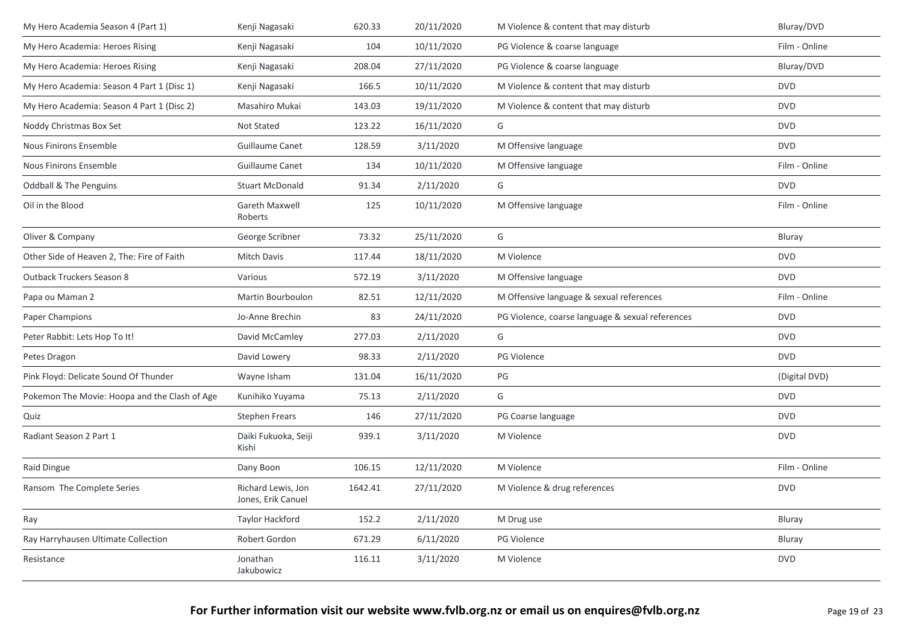| | | | | | |
|---|---|---|---|---|---|
| My Hero Academia Season 4 (Part 1) | Kenji Nagasaki | 620.33 | 20/11/2020 | M Violence & content that may disturb | Bluray/DVD |
| My Hero Academia: Heroes Rising | Kenji Nagasaki | 104 | 10/11/2020 | PG Violence & coarse language | Film - Online |
| My Hero Academia: Heroes Rising | Kenji Nagasaki | 208.04 | 27/11/2020 | PG Violence & coarse language | Bluray/DVD |
| My Hero Academia: Season 4 Part 1 (Disc 1) | Kenji Nagasaki | 166.5 | 10/11/2020 | M Violence & content that may disturb | DVD |
| My Hero Academia: Season 4 Part 1 (Disc 2) | Masahiro Mukai | 143.03 | 19/11/2020 | M Violence & content that may disturb | DVD |
| Noddy Christmas Box Set | Not Stated | 123.22 | 16/11/2020 | G | DVD |
| Nous Finirons Ensemble | Guillaume Canet | 128.59 | 3/11/2020 | M Offensive language | DVD |
| Nous Finirons Ensemble | Guillaume Canet | 134 | 10/11/2020 | M Offensive language | Film - Online |
| Oddball & The Penguins | Stuart McDonald | 91.34 | 2/11/2020 | G | DVD |
| Oil in the Blood | Gareth Maxwell Roberts | 125 | 10/11/2020 | M Offensive language | Film - Online |
| Oliver & Company | George Scribner | 73.32 | 25/11/2020 | G | Bluray |
| Other Side of Heaven 2, The: Fire of Faith | Mitch Davis | 117.44 | 18/11/2020 | M Violence | DVD |
| Outback Truckers Season 8 | Various | 572.19 | 3/11/2020 | M Offensive language | DVD |
| Papa ou Maman 2 | Martin Bourboulon | 82.51 | 12/11/2020 | M Offensive language & sexual references | Film - Online |
| Paper Champions | Jo-Anne Brechin | 83 | 24/11/2020 | PG Violence, coarse language & sexual references | DVD |
| Peter Rabbit: Lets Hop To It! | David McCamley | 277.03 | 2/11/2020 | G | DVD |
| Petes Dragon | David Lowery | 98.33 | 2/11/2020 | PG Violence | DVD |
| Pink Floyd: Delicate Sound Of Thunder | Wayne Isham | 131.04 | 16/11/2020 | PG | (Digital DVD) |
| Pokemon The Movie: Hoopa and the Clash of Age | Kunihiko Yuyama | 75.13 | 2/11/2020 | G | DVD |
| Quiz | Stephen Frears | 146 | 27/11/2020 | PG Coarse language | DVD |
| Radiant Season 2 Part 1 | Daiki Fukuoka, Seiji Kishi | 939.1 | 3/11/2020 | M Violence | DVD |
| Raid Dingue | Dany Boon | 106.15 | 12/11/2020 | M Violence | Film - Online |
| Ransom The Complete Series | Richard Lewis, Jon Jones, Erik Canuel | 1642.41 | 27/11/2020 | M Violence & drug references | DVD |
| Ray | Taylor Hackford | 152.2 | 2/11/2020 | M Drug use | Bluray |
| Ray Harryhausen Ultimate Collection | Robert Gordon | 671.29 | 6/11/2020 | PG Violence | Bluray |
| Resistance | Jonathan Jakubowicz | 116.11 | 3/11/2020 | M Violence | DVD |

**For Further information visit our website www.fvlb.org.nz or email us on enquires@fvlb.org.nz**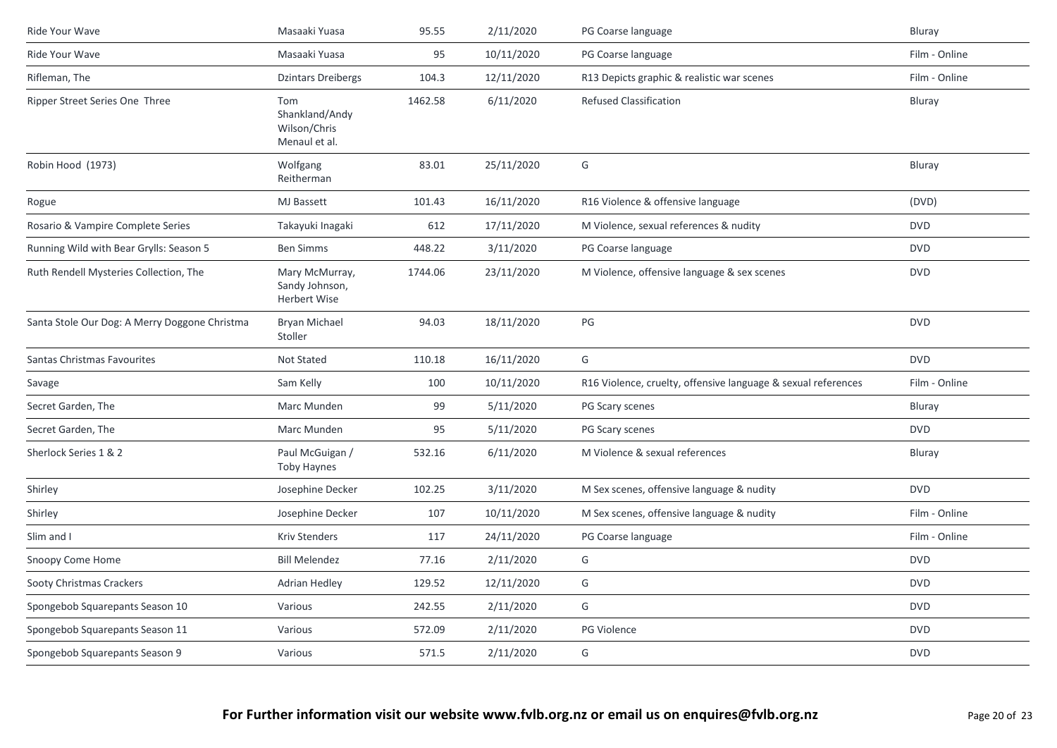| | | | | | |
|---|---|---|---|---|---|
| Ride Your Wave | Masaaki Yuasa | 95.55 | 2/11/2020 | PG Coarse language | Bluray |
| Ride Your Wave | Masaaki Yuasa | 95 | 10/11/2020 | PG Coarse language | Film - Online |
| Rifleman, The | Dzintars Dreibergs | 104.3 | 12/11/2020 | R13 Depicts graphic & realistic war scenes | Film - Online |
| Ripper Street Series One Three | Tom Shankland/Andy Wilson/Chris Menaul et al. | 1462.58 | 6/11/2020 | Refused Classification | Bluray |
| Robin Hood (1973) | Wolfgang Reitherman | 83.01 | 25/11/2020 | G | Bluray |
| Rogue | MJ Bassett | 101.43 | 16/11/2020 | R16 Violence & offensive language | (DVD) |
| Rosario & Vampire Complete Series | Takayuki Inagaki | 612 | 17/11/2020 | M Violence, sexual references & nudity | DVD |
| Running Wild with Bear Grylls: Season 5 | Ben Simms | 448.22 | 3/11/2020 | PG Coarse language | DVD |
| Ruth Rendell Mysteries Collection, The | Mary McMurray, Sandy Johnson, Herbert Wise | 1744.06 | 23/11/2020 | M Violence, offensive language & sex scenes | DVD |
| Santa Stole Our Dog: A Merry Doggone Christma | Bryan Michael Stoller | 94.03 | 18/11/2020 | PG | DVD |
| Santas Christmas Favourites | Not Stated | 110.18 | 16/11/2020 | G | DVD |
| Savage | Sam Kelly | 100 | 10/11/2020 | R16 Violence, cruelty, offensive language & sexual references | Film - Online |
| Secret Garden, The | Marc Munden | 99 | 5/11/2020 | PG Scary scenes | Bluray |
| Secret Garden, The | Marc Munden | 95 | 5/11/2020 | PG Scary scenes | DVD |
| Sherlock Series 1 & 2 | Paul McGuigan / Toby Haynes | 532.16 | 6/11/2020 | M Violence & sexual references | Bluray |
| Shirley | Josephine Decker | 102.25 | 3/11/2020 | M Sex scenes, offensive language & nudity | DVD |
| Shirley | Josephine Decker | 107 | 10/11/2020 | M Sex scenes, offensive language & nudity | Film - Online |
| Slim and I | Kriv Stenders | 117 | 24/11/2020 | PG Coarse language | Film - Online |
| Snoopy Come Home | Bill Melendez | 77.16 | 2/11/2020 | G | DVD |
| Sooty Christmas Crackers | Adrian Hedley | 129.52 | 12/11/2020 | G | DVD |
| Spongebob Squarepants Season 10 | Various | 242.55 | 2/11/2020 | G | DVD |
| Spongebob Squarepants Season 11 | Various | 572.09 | 2/11/2020 | PG Violence | DVD |
| Spongebob Squarepants Season 9 | Various | 571.5 | 2/11/2020 | G | DVD |

**For Further information visit our website www.fvlb.org.nz or email us on enquires@fvlb.org.nz**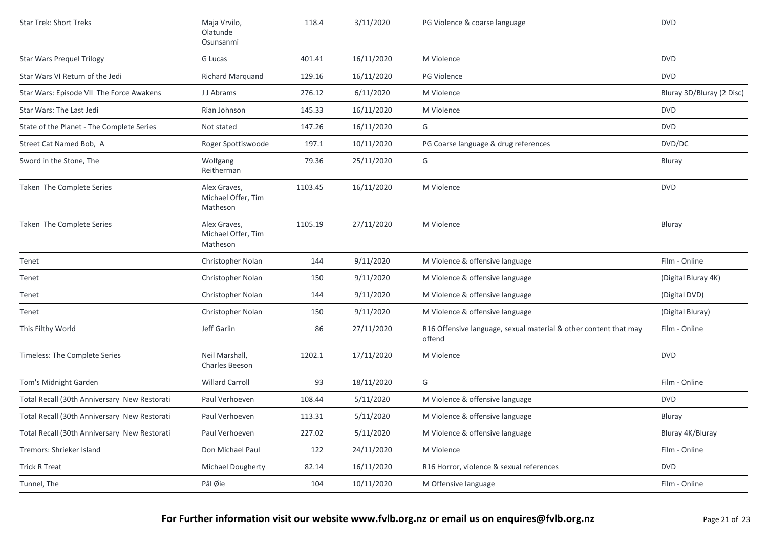| Star Trek: Short Treks | Maja Vrvilo, Olatunde Osunsanmi | 118.4 | 3/11/2020 | PG Violence & coarse language | DVD |
|---|---|---|---|---|---|
| Star Wars Prequel Trilogy | G Lucas | 401.41 | 16/11/2020 | M Violence | DVD |
| Star Wars VI Return of the Jedi | Richard Marquand | 129.16 | 16/11/2020 | PG Violence | DVD |
| Star Wars: Episode VII The Force Awakens | J J Abrams | 276.12 | 6/11/2020 | M Violence | Bluray 3D/Bluray (2 Disc) |
| Star Wars: The Last Jedi | Rian Johnson | 145.33 | 16/11/2020 | M Violence | DVD |
| State of the Planet - The Complete Series | Not stated | 147.26 | 16/11/2020 | G | DVD |
| Street Cat Named Bob, A | Roger Spottiswoode | 197.1 | 10/11/2020 | PG Coarse language & drug references | DVD/DC |
| Sword in the Stone, The | Wolfgang Reitherman | 79.36 | 25/11/2020 | G | Bluray |
| Taken The Complete Series | Alex Graves, Michael Offer, Tim Matheson | 1103.45 | 16/11/2020 | M Violence | DVD |
| Taken The Complete Series | Alex Graves, Michael Offer, Tim Matheson | 1105.19 | 27/11/2020 | M Violence | Bluray |
| Tenet | Christopher Nolan | 144 | 9/11/2020 | M Violence & offensive language | Film - Online |
| Tenet | Christopher Nolan | 150 | 9/11/2020 | M Violence & offensive language | (Digital Bluray 4K) |
| Tenet | Christopher Nolan | 144 | 9/11/2020 | M Violence & offensive language | (Digital DVD) |
| Tenet | Christopher Nolan | 150 | 9/11/2020 | M Violence & offensive language | (Digital Bluray) |
| This Filthy World | Jeff Garlin | 86 | 27/11/2020 | R16 Offensive language, sexual material & other content that may offend | Film - Online |
| Timeless: The Complete Series | Neil Marshall, Charles Beeson | 1202.1 | 17/11/2020 | M Violence | DVD |
| Tom's Midnight Garden | Willard Carroll | 93 | 18/11/2020 | G | Film - Online |
| Total Recall (30th Anniversary New Restorati | Paul Verhoeven | 108.44 | 5/11/2020 | M Violence & offensive language | DVD |
| Total Recall (30th Anniversary New Restorati | Paul Verhoeven | 113.31 | 5/11/2020 | M Violence & offensive language | Bluray |
| Total Recall (30th Anniversary New Restorati | Paul Verhoeven | 227.02 | 5/11/2020 | M Violence & offensive language | Bluray 4K/Bluray |
| Tremors: Shrieker Island | Don Michael Paul | 122 | 24/11/2020 | M Violence | Film - Online |
| Trick R Treat | Michael Dougherty | 82.14 | 16/11/2020 | R16 Horror, violence & sexual references | DVD |
| Tunnel, The | Pål Øie | 104 | 10/11/2020 | M Offensive language | Film - Online |

**For Further information visit our website www.fvlb.org.nz or email us on enquires@fvlb.org.nz**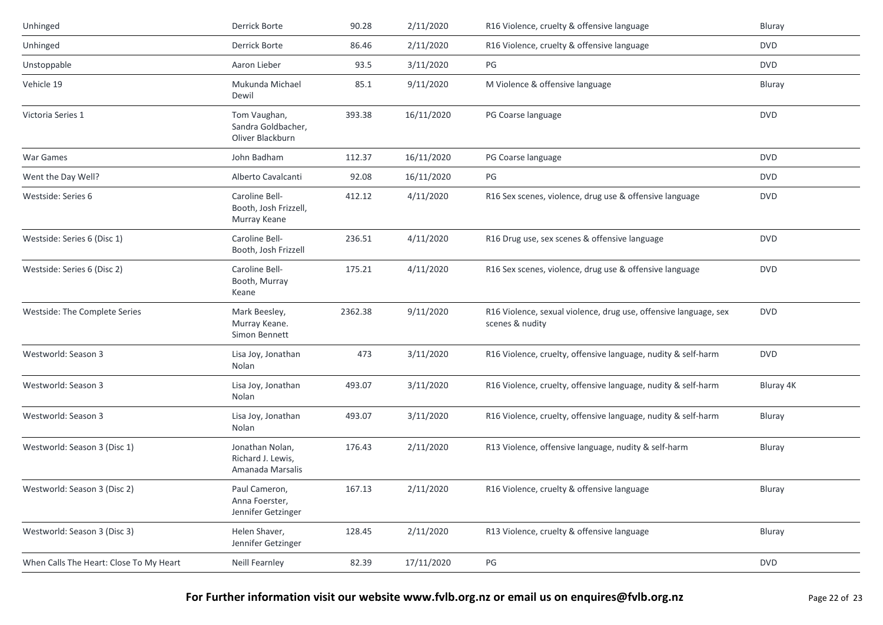| | | | | | |
|---|---|---|---|---|---|
| Unhinged | Derrick Borte | 90.28 | 2/11/2020 | R16 Violence, cruelty & offensive language | Bluray |
| Unhinged | Derrick Borte | 86.46 | 2/11/2020 | R16 Violence, cruelty & offensive language | DVD |
| Unstoppable | Aaron Lieber | 93.5 | 3/11/2020 | PG | DVD |
| Vehicle 19 | Mukunda Michael Dewil | 85.1 | 9/11/2020 | M Violence & offensive language | Bluray |
| Victoria Series 1 | Tom Vaughan, Sandra Goldbacher, Oliver Blackburn | 393.38 | 16/11/2020 | PG Coarse language | DVD |
| War Games | John Badham | 112.37 | 16/11/2020 | PG Coarse language | DVD |
| Went the Day Well? | Alberto Cavalcanti | 92.08 | 16/11/2020 | PG | DVD |
| Westside: Series 6 | Caroline Bell-Booth, Josh Frizzell, Murray Keane | 412.12 | 4/11/2020 | R16 Sex scenes, violence, drug use & offensive language | DVD |
| Westside: Series 6 (Disc 1) | Caroline Bell-Booth, Josh Frizzell | 236.51 | 4/11/2020 | R16 Drug use, sex scenes & offensive language | DVD |
| Westside: Series 6 (Disc 2) | Caroline Bell-Booth, Murray Keane | 175.21 | 4/11/2020 | R16 Sex scenes, violence, drug use & offensive language | DVD |
| Westside: The Complete Series | Mark Beesley, Murray Keane. Simon Bennett | 2362.38 | 9/11/2020 | R16 Violence, sexual violence, drug use, offensive language, sex scenes & nudity | DVD |
| Westworld: Season 3 | Lisa Joy, Jonathan Nolan | 473 | 3/11/2020 | R16 Violence, cruelty, offensive language, nudity & self-harm | DVD |
| Westworld: Season 3 | Lisa Joy, Jonathan Nolan | 493.07 | 3/11/2020 | R16 Violence, cruelty, offensive language, nudity & self-harm | Bluray 4K |
| Westworld: Season 3 | Lisa Joy, Jonathan Nolan | 493.07 | 3/11/2020 | R16 Violence, cruelty, offensive language, nudity & self-harm | Bluray |
| Westworld: Season 3 (Disc 1) | Jonathan Nolan, Richard J. Lewis, Amanada Marsalis | 176.43 | 2/11/2020 | R13 Violence, offensive language, nudity & self-harm | Bluray |
| Westworld: Season 3 (Disc 2) | Paul Cameron, Anna Foerster, Jennifer Getzinger | 167.13 | 2/11/2020 | R16 Violence, cruelty & offensive language | Bluray |
| Westworld: Season 3 (Disc 3) | Helen Shaver, Jennifer Getzinger | 128.45 | 2/11/2020 | R13 Violence, cruelty & offensive language | Bluray |
| When Calls The Heart: Close To My Heart | Neill Fearnley | 82.39 | 17/11/2020 | PG | DVD |

**For Further information visit our website www.fvlb.org.nz or email us on enquires@fvlb.org.nz**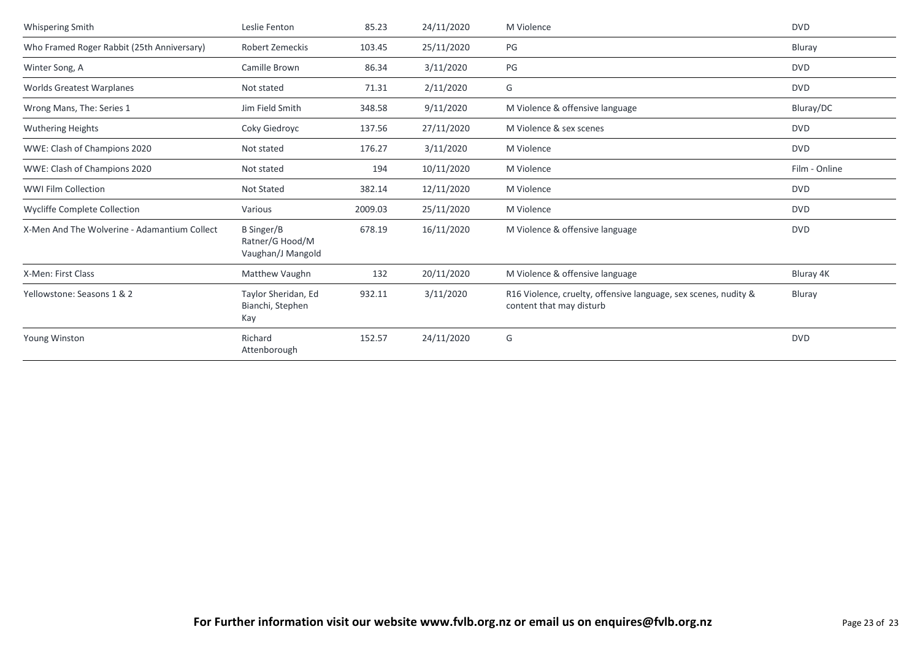| | | | | | |
|---|---|---|---|---|---|
| Whispering Smith | Leslie Fenton | 85.23 | 24/11/2020 | M Violence | DVD |
| Who Framed Roger Rabbit (25th Anniversary) | Robert Zemeckis | 103.45 | 25/11/2020 | PG | Bluray |
| Winter Song, A | Camille Brown | 86.34 | 3/11/2020 | PG | DVD |
| Worlds Greatest Warplanes | Not stated | 71.31 | 2/11/2020 | G | DVD |
| Wrong Mans, The: Series 1 | Jim Field Smith | 348.58 | 9/11/2020 | M Violence & offensive language | Bluray/DC |
| Wuthering Heights | Coky Giedroyc | 137.56 | 27/11/2020 | M Violence & sex scenes | DVD |
| WWE: Clash of Champions 2020 | Not stated | 176.27 | 3/11/2020 | M Violence | DVD |
| WWE: Clash of Champions 2020 | Not stated | 194 | 10/11/2020 | M Violence | Film - Online |
| WWI Film Collection | Not Stated | 382.14 | 12/11/2020 | M Violence | DVD |
| Wycliffe Complete Collection | Various | 2009.03 | 25/11/2020 | M Violence | DVD |
| X-Men And The Wolverine - Adamantium Collect | B Singer/B Ratner/G Hood/M Vaughan/J Mangold | 678.19 | 16/11/2020 | M Violence & offensive language | DVD |
| X-Men: First Class | Matthew Vaughn | 132 | 20/11/2020 | M Violence & offensive language | Bluray 4K |
| Yellowstone: Seasons 1 & 2 | Taylor Sheridan, Ed Bianchi, Stephen Kay | 932.11 | 3/11/2020 | R16 Violence, cruelty, offensive language, sex scenes, nudity & content that may disturb | Bluray |
| Young Winston | Richard Attenborough | 152.57 | 24/11/2020 | G | DVD |

**For Further information visit our website www.fvlb.org.nz or email us on enquires@fvlb.org.nz**